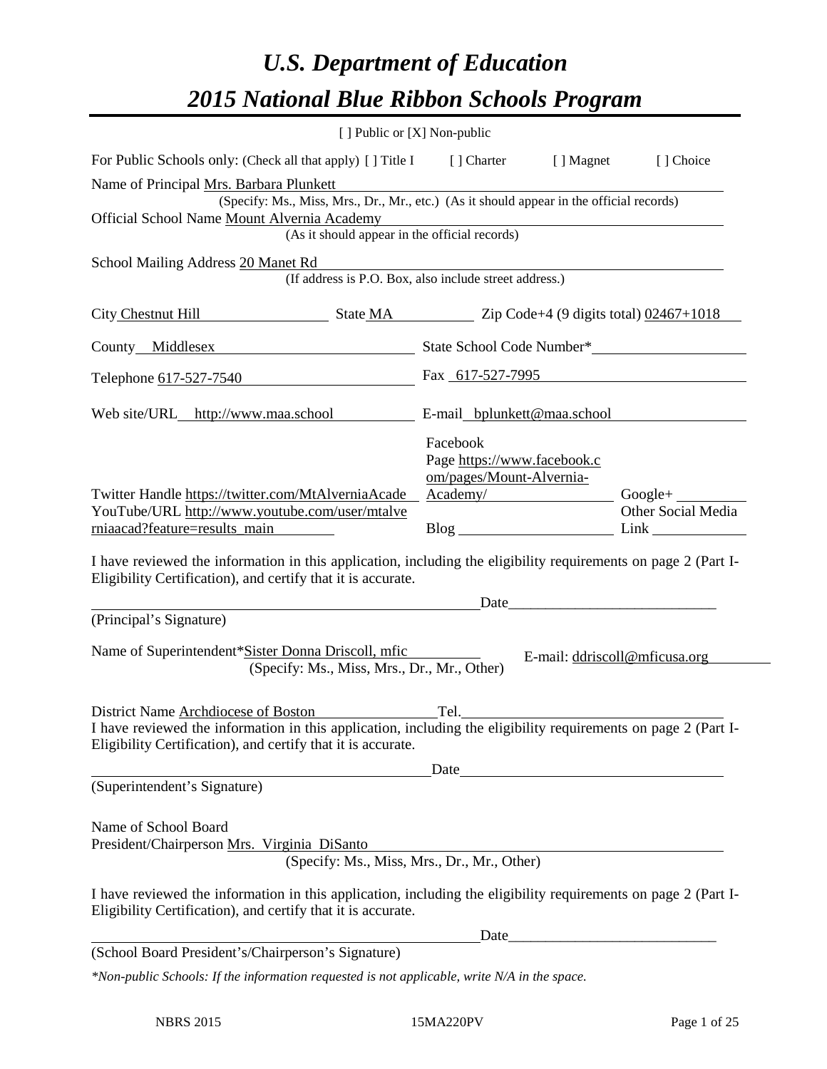# *U.S. Department of Education*

# *2015 National Blue Ribbon Schools Program*

[ ] Public or [X] Non-public

For Public Schools only: (Check all that apply) [ ] Title I [ ] Charter [ ] Magnet [ ] Choice

Name of Principal Mrs. Barbara Plunkett
(Specify: Ms., Miss, Mrs., Dr., Mr., etc.) (As it should appear in the official records)

Official School Name Mount Alvernia Academy
(As it should appear in the official records)

School Mailing Address 20 Manet Rd
(If address is P.O. Box, also include street address.)

City Chestnut Hill State MA Zip Code+4 (9 digits total) 02467+1018

County Middlesex State School Code Number*

Telephone 617-527-7540 Fax 617-527-7995

Web site/URL http://www.maa.school E-mail bplunkett@maa.school

Twitter Handle https://twitter.com/MtAlverniaAcade Facebook Page https://www.facebook.com/pages/Mount-Alvernia-Academy/ Google+

YouTube/URL http://www.youtube.com/user/mtalverniaacad?feature=results_main Blog Other Social Media Link

I have reviewed the information in this application, including the eligibility requirements on page 2 (Part I-Eligibility Certification), and certify that it is accurate.

Date

(Principal's Signature)

Name of Superintendent*Sister Donna Driscoll, mfic E-mail: ddriscoll@mficusa.org
(Specify: Ms., Miss, Mrs., Dr., Mr., Other)

District Name Archdiocese of Boston Tel.

I have reviewed the information in this application, including the eligibility requirements on page 2 (Part I-Eligibility Certification), and certify that it is accurate.

Date

(Superintendent's Signature)

Name of School Board
President/Chairperson Mrs. Virginia DiSanto
(Specify: Ms., Miss, Mrs., Dr., Mr., Other)

I have reviewed the information in this application, including the eligibility requirements on page 2 (Part I-Eligibility Certification), and certify that it is accurate.

Date

(School Board President's/Chairperson's Signature)

*\*Non-public Schools: If the information requested is not applicable, write N/A in the space.*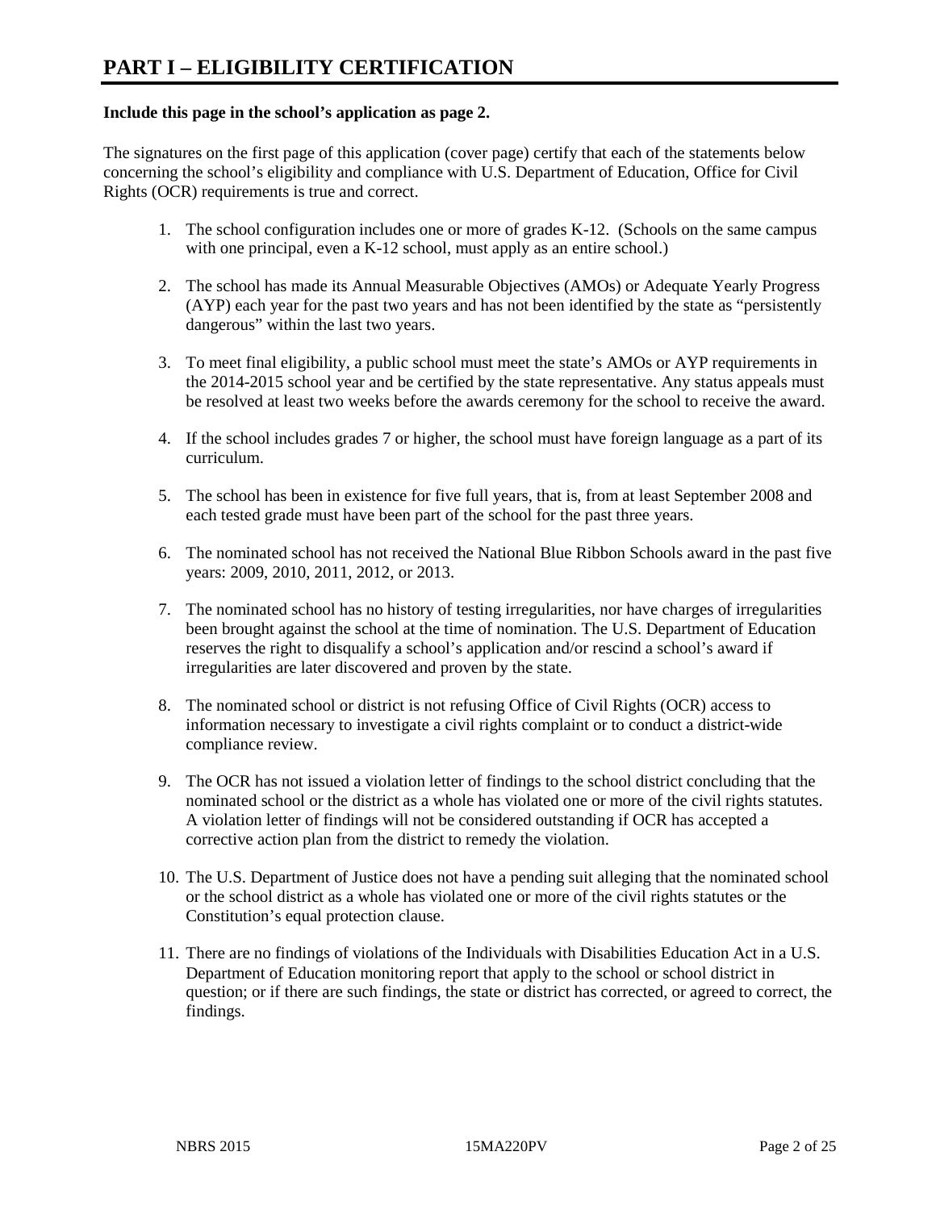# PART I – ELIGIBILITY CERTIFICATION

**Include this page in the school's application as page 2.**

The signatures on the first page of this application (cover page) certify that each of the statements below concerning the school's eligibility and compliance with U.S. Department of Education, Office for Civil Rights (OCR) requirements is true and correct.

1. The school configuration includes one or more of grades K-12. (Schools on the same campus with one principal, even a K-12 school, must apply as an entire school.)

2. The school has made its Annual Measurable Objectives (AMOs) or Adequate Yearly Progress (AYP) each year for the past two years and has not been identified by the state as "persistently dangerous" within the last two years.

3. To meet final eligibility, a public school must meet the state's AMOs or AYP requirements in the 2014-2015 school year and be certified by the state representative. Any status appeals must be resolved at least two weeks before the awards ceremony for the school to receive the award.

4. If the school includes grades 7 or higher, the school must have foreign language as a part of its curriculum.

5. The school has been in existence for five full years, that is, from at least September 2008 and each tested grade must have been part of the school for the past three years.

6. The nominated school has not received the National Blue Ribbon Schools award in the past five years: 2009, 2010, 2011, 2012, or 2013.

7. The nominated school has no history of testing irregularities, nor have charges of irregularities been brought against the school at the time of nomination. The U.S. Department of Education reserves the right to disqualify a school's application and/or rescind a school's award if irregularities are later discovered and proven by the state.

8. The nominated school or district is not refusing Office of Civil Rights (OCR) access to information necessary to investigate a civil rights complaint or to conduct a district-wide compliance review.

9. The OCR has not issued a violation letter of findings to the school district concluding that the nominated school or the district as a whole has violated one or more of the civil rights statutes. A violation letter of findings will not be considered outstanding if OCR has accepted a corrective action plan from the district to remedy the violation.

10. The U.S. Department of Justice does not have a pending suit alleging that the nominated school or the school district as a whole has violated one or more of the civil rights statutes or the Constitution's equal protection clause.

11. There are no findings of violations of the Individuals with Disabilities Education Act in a U.S. Department of Education monitoring report that apply to the school or school district in question; or if there are such findings, the state or district has corrected, or agreed to correct, the findings.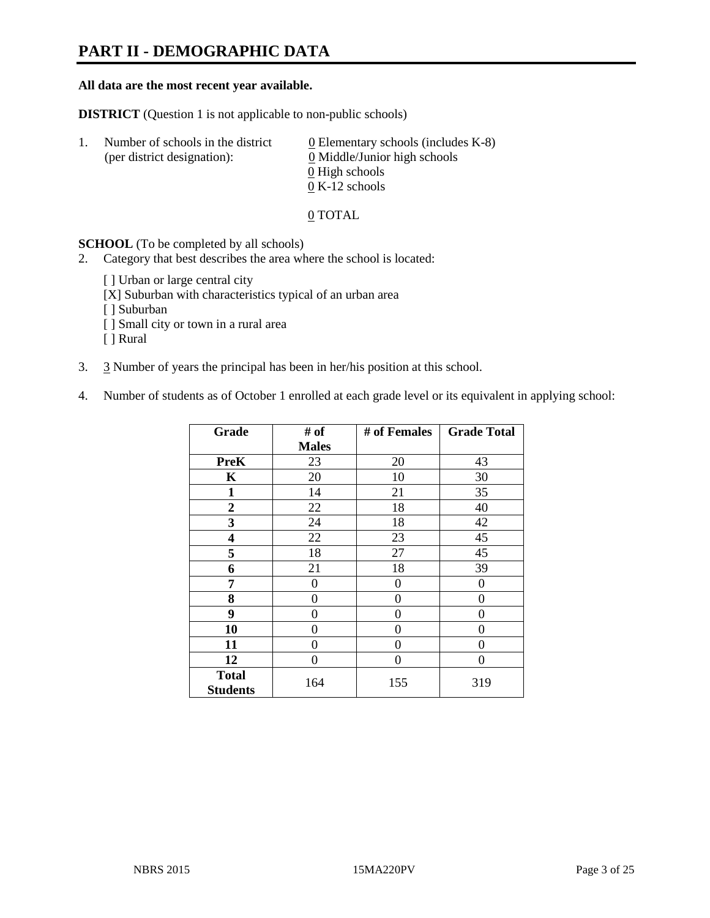# PART II - DEMOGRAPHIC DATA

**All data are the most recent year available.**

**DISTRICT** (Question 1 is not applicable to non-public schools)

1. Number of schools in the district (per district designation):
   - 0 Elementary schools (includes K-8)
   - 0 Middle/Junior high schools
   - 0 High schools
   - 0 K-12 schools

   0 TOTAL

**SCHOOL** (To be completed by all schools)

2. Category that best describes the area where the school is located:

   [ ] Urban or large central city
   [X] Suburban with characteristics typical of an urban area
   [ ] Suburban
   [ ] Small city or town in a rural area
   [ ] Rural

3. 3 Number of years the principal has been in her/his position at this school.

4. Number of students as of October 1 enrolled at each grade level or its equivalent in applying school:

| Grade | # of Males | # of Females | Grade Total |
|---|---|---|---|
| **PreK** | 23 | 20 | 43 |
| **K** | 20 | 10 | 30 |
| **1** | 14 | 21 | 35 |
| **2** | 22 | 18 | 40 |
| **3** | 24 | 18 | 42 |
| **4** | 22 | 23 | 45 |
| **5** | 18 | 27 | 45 |
| **6** | 21 | 18 | 39 |
| **7** | 0 | 0 | 0 |
| **8** | 0 | 0 | 0 |
| **9** | 0 | 0 | 0 |
| **10** | 0 | 0 | 0 |
| **11** | 0 | 0 | 0 |
| **12** | 0 | 0 | 0 |
| **Total Students** | 164 | 155 | 319 |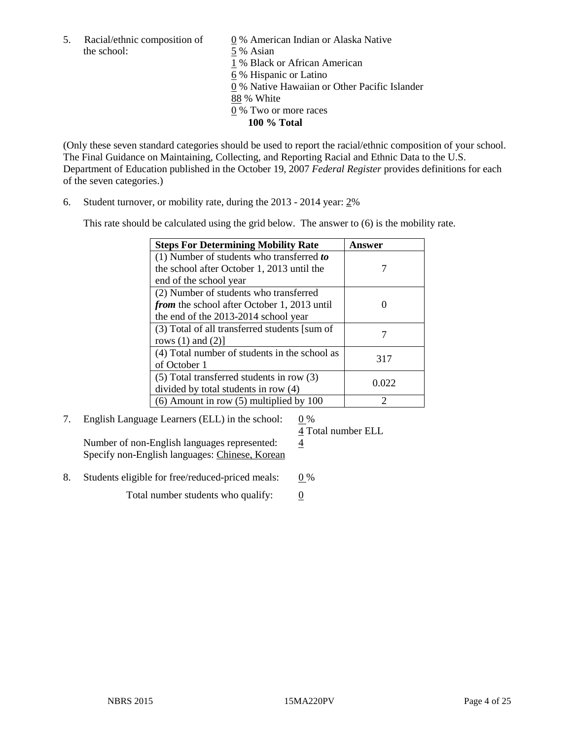5. Racial/ethnic composition of the school:

   0 % American Indian or Alaska Native
   5 % Asian
   1 % Black or African American
   6 % Hispanic or Latino
   0 % Native Hawaiian or Other Pacific Islander
   88 % White
   0 % Two or more races
   **100 % Total**

(Only these seven standard categories should be used to report the racial/ethnic composition of your school. The Final Guidance on Maintaining, Collecting, and Reporting Racial and Ethnic Data to the U.S. Department of Education published in the October 19, 2007 *Federal Register* provides definitions for each of the seven categories.)

6. Student turnover, or mobility rate, during the 2013 - 2014 year: 2%

   This rate should be calculated using the grid below. The answer to (6) is the mobility rate.

| **Steps For Determining Mobility Rate** | **Answer** |
|---|---|
| (1) Number of students who transferred ***to*** the school after October 1, 2013 until the end of the school year | 7 |
| (2) Number of students who transferred ***from*** the school after October 1, 2013 until the end of the 2013-2014 school year | 0 |
| (3) Total of all transferred students [sum of rows (1) and (2)] | 7 |
| (4) Total number of students in the school as of October 1 | 317 |
| (5) Total transferred students in row (3) divided by total students in row (4) | 0.022 |
| (6) Amount in row (5) multiplied by 100 | 2 |

7. English Language Learners (ELL) in the school: 0 %

   4 Total number ELL

   Number of non-English languages represented: 4

   Specify non-English languages: Chinese, Korean

8. Students eligible for free/reduced-priced meals: 0 %

   Total number students who qualify: 0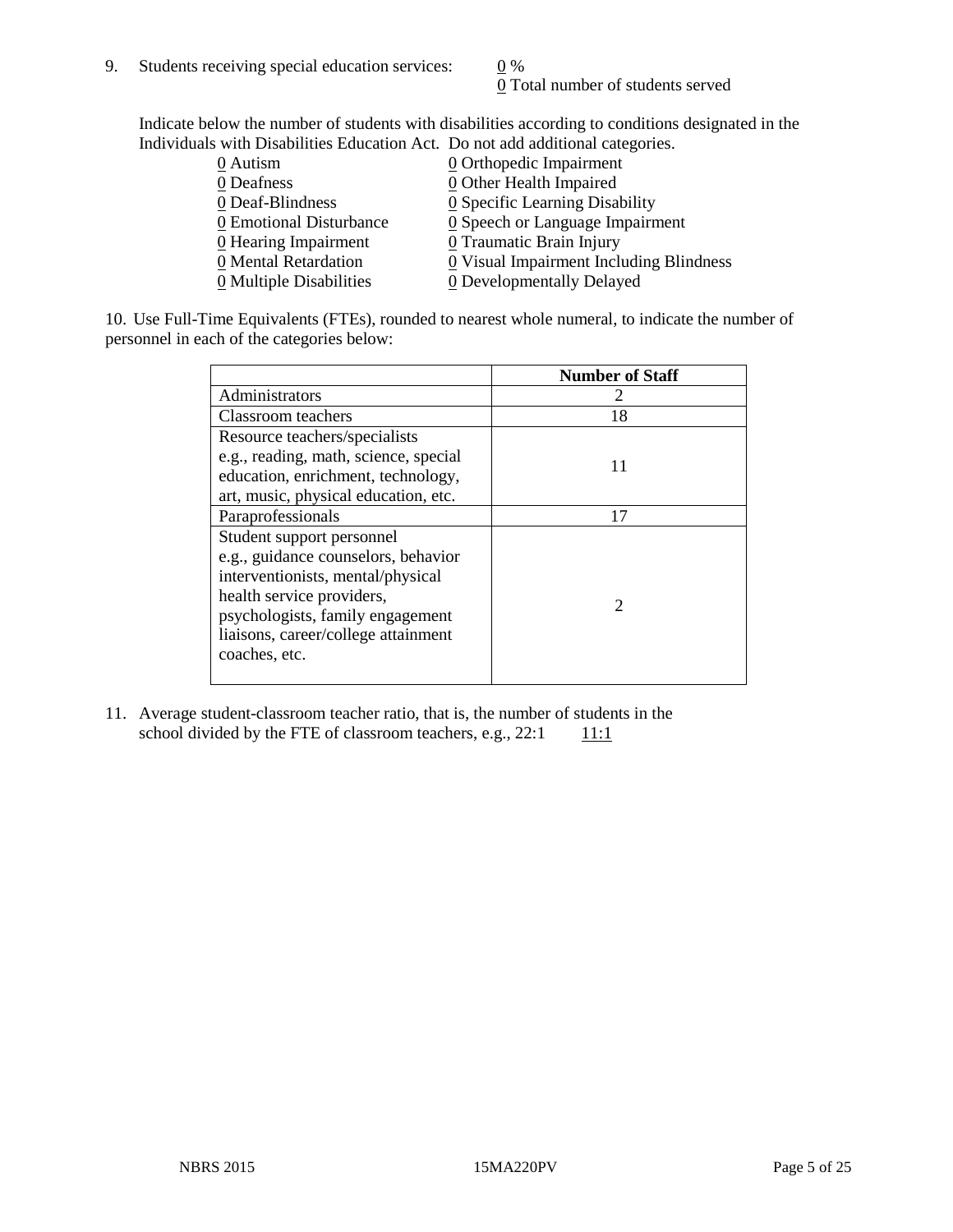9. Students receiving special education services: 0 %
   0 Total number of students served

Indicate below the number of students with disabilities according to conditions designated in the Individuals with Disabilities Education Act. Do not add additional categories.

| | |
|---|---|
| 0 Autism | 0 Orthopedic Impairment |
| 0 Deafness | 0 Other Health Impaired |
| 0 Deaf-Blindness | 0 Specific Learning Disability |
| 0 Emotional Disturbance | 0 Speech or Language Impairment |
| 0 Hearing Impairment | 0 Traumatic Brain Injury |
| 0 Mental Retardation | 0 Visual Impairment Including Blindness |
| 0 Multiple Disabilities | 0 Developmentally Delayed |

10. Use Full-Time Equivalents (FTEs), rounded to nearest whole numeral, to indicate the number of personnel in each of the categories below:

| | Number of Staff |
|---|---|
| Administrators | 2 |
| Classroom teachers | 18 |
| Resource teachers/specialists e.g., reading, math, science, special education, enrichment, technology, art, music, physical education, etc. | 11 |
| Paraprofessionals | 17 |
| Student support personnel e.g., guidance counselors, behavior interventionists, mental/physical health service providers, psychologists, family engagement liaisons, career/college attainment coaches, etc. | 2 |

11. Average student-classroom teacher ratio, that is, the number of students in the school divided by the FTE of classroom teachers, e.g., 22:1 11:1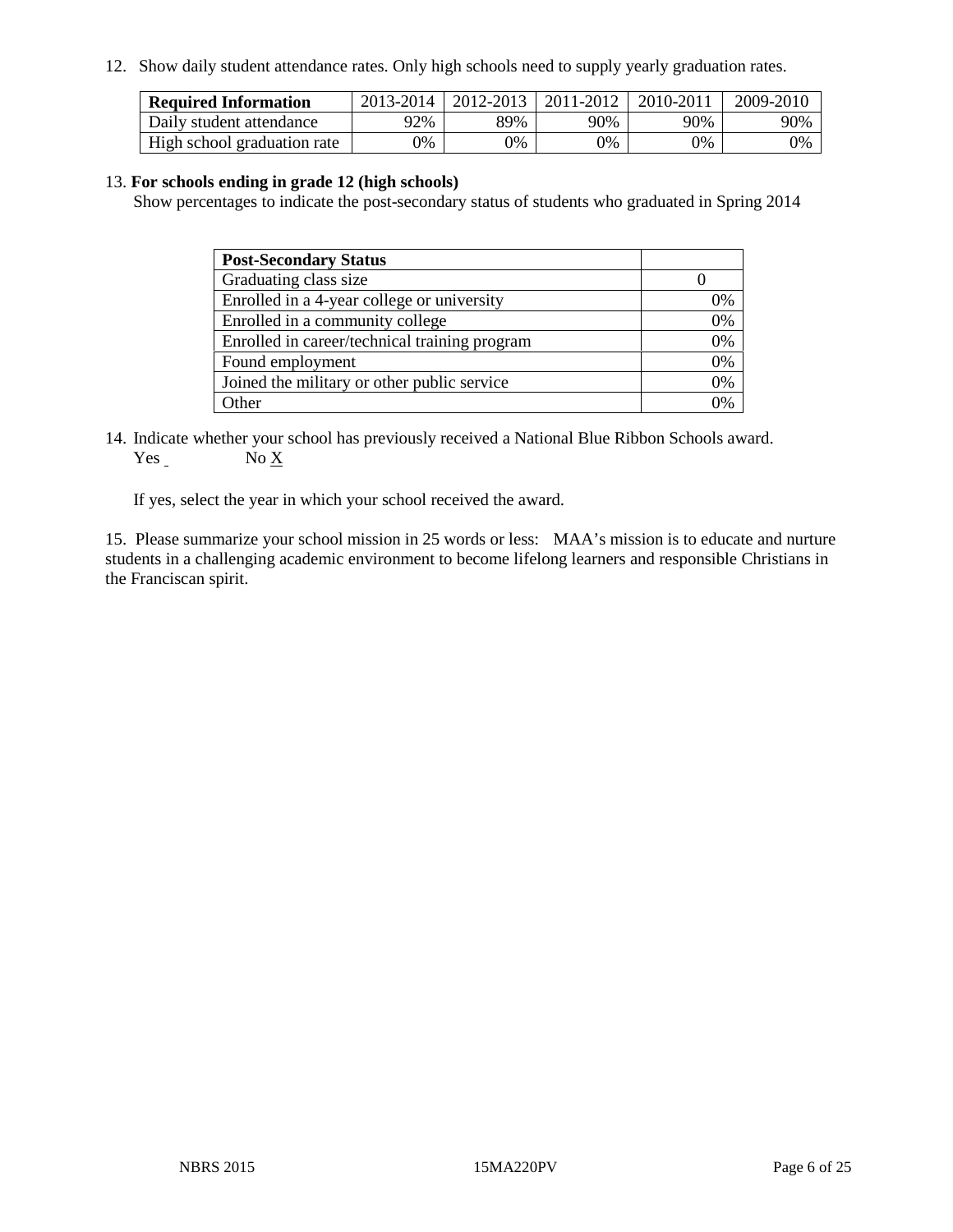12. Show daily student attendance rates. Only high schools need to supply yearly graduation rates.

| **Required Information** | 2013-2014 | 2012-2013 | 2011-2012 | 2010-2011 | 2009-2010 |
|---|---|---|---|---|---|
| Daily student attendance | 92% | 89% | 90% | 90% | 90% |
| High school graduation rate | 0% | 0% | 0% | 0% | 0% |

13. **For schools ending in grade 12 (high schools)**

Show percentages to indicate the post-secondary status of students who graduated in Spring 2014

| **Post-Secondary Status** | |
|---|---|
| Graduating class size | 0 |
| Enrolled in a 4-year college or university | 0% |
| Enrolled in a community college | 0% |
| Enrolled in career/technical training program | 0% |
| Found employment | 0% |
| Joined the military or other public service | 0% |
| Other | 0% |

14. Indicate whether your school has previously received a National Blue Ribbon Schools award.

Yes No X

If yes, select the year in which your school received the award.

15. Please summarize your school mission in 25 words or less: MAA's mission is to educate and nurture students in a challenging academic environment to become lifelong learners and responsible Christians in the Franciscan spirit.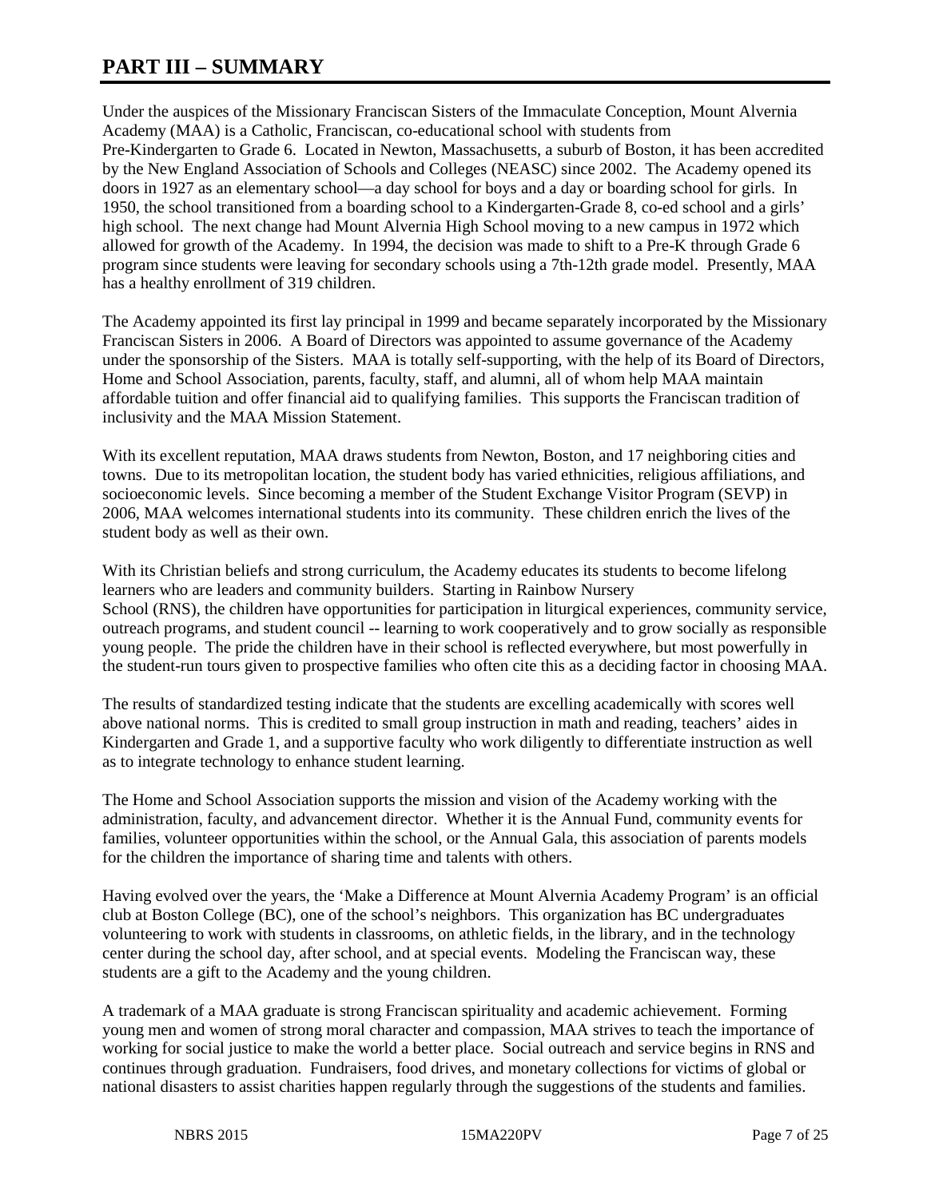# PART III – SUMMARY

Under the auspices of the Missionary Franciscan Sisters of the Immaculate Conception, Mount Alvernia Academy (MAA) is a Catholic, Franciscan, co-educational school with students from Pre-Kindergarten to Grade 6. Located in Newton, Massachusetts, a suburb of Boston, it has been accredited by the New England Association of Schools and Colleges (NEASC) since 2002. The Academy opened its doors in 1927 as an elementary school—a day school for boys and a day or boarding school for girls. In 1950, the school transitioned from a boarding school to a Kindergarten-Grade 8, co-ed school and a girls' high school. The next change had Mount Alvernia High School moving to a new campus in 1972 which allowed for growth of the Academy. In 1994, the decision was made to shift to a Pre-K through Grade 6 program since students were leaving for secondary schools using a 7th-12th grade model. Presently, MAA has a healthy enrollment of 319 children.

The Academy appointed its first lay principal in 1999 and became separately incorporated by the Missionary Franciscan Sisters in 2006. A Board of Directors was appointed to assume governance of the Academy under the sponsorship of the Sisters. MAA is totally self-supporting, with the help of its Board of Directors, Home and School Association, parents, faculty, staff, and alumni, all of whom help MAA maintain affordable tuition and offer financial aid to qualifying families. This supports the Franciscan tradition of inclusivity and the MAA Mission Statement.

With its excellent reputation, MAA draws students from Newton, Boston, and 17 neighboring cities and towns. Due to its metropolitan location, the student body has varied ethnicities, religious affiliations, and socioeconomic levels. Since becoming a member of the Student Exchange Visitor Program (SEVP) in 2006, MAA welcomes international students into its community. These children enrich the lives of the student body as well as their own.

With its Christian beliefs and strong curriculum, the Academy educates its students to become lifelong learners who are leaders and community builders. Starting in Rainbow Nursery School (RNS), the children have opportunities for participation in liturgical experiences, community service, outreach programs, and student council -- learning to work cooperatively and to grow socially as responsible young people. The pride the children have in their school is reflected everywhere, but most powerfully in the student-run tours given to prospective families who often cite this as a deciding factor in choosing MAA.

The results of standardized testing indicate that the students are excelling academically with scores well above national norms. This is credited to small group instruction in math and reading, teachers' aides in Kindergarten and Grade 1, and a supportive faculty who work diligently to differentiate instruction as well as to integrate technology to enhance student learning.

The Home and School Association supports the mission and vision of the Academy working with the administration, faculty, and advancement director. Whether it is the Annual Fund, community events for families, volunteer opportunities within the school, or the Annual Gala, this association of parents models for the children the importance of sharing time and talents with others.

Having evolved over the years, the 'Make a Difference at Mount Alvernia Academy Program' is an official club at Boston College (BC), one of the school's neighbors. This organization has BC undergraduates volunteering to work with students in classrooms, on athletic fields, in the library, and in the technology center during the school day, after school, and at special events. Modeling the Franciscan way, these students are a gift to the Academy and the young children.

A trademark of a MAA graduate is strong Franciscan spirituality and academic achievement. Forming young men and women of strong moral character and compassion, MAA strives to teach the importance of working for social justice to make the world a better place. Social outreach and service begins in RNS and continues through graduation. Fundraisers, food drives, and monetary collections for victims of global or national disasters to assist charities happen regularly through the suggestions of the students and families.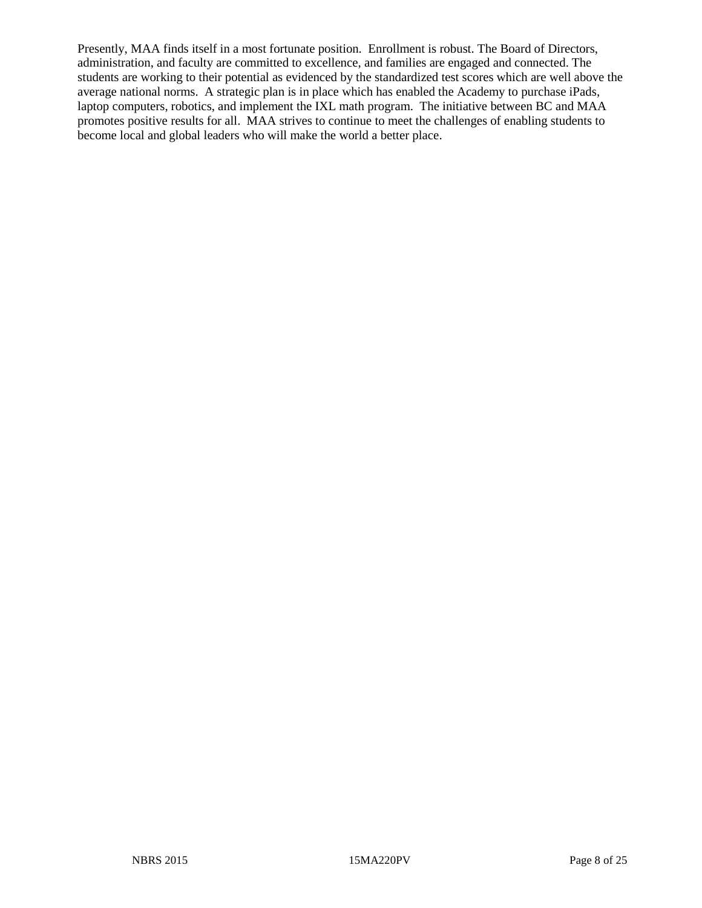Presently, MAA finds itself in a most fortunate position. Enrollment is robust. The Board of Directors, administration, and faculty are committed to excellence, and families are engaged and connected. The students are working to their potential as evidenced by the standardized test scores which are well above the average national norms. A strategic plan is in place which has enabled the Academy to purchase iPads, laptop computers, robotics, and implement the IXL math program. The initiative between BC and MAA promotes positive results for all. MAA strives to continue to meet the challenges of enabling students to become local and global leaders who will make the world a better place.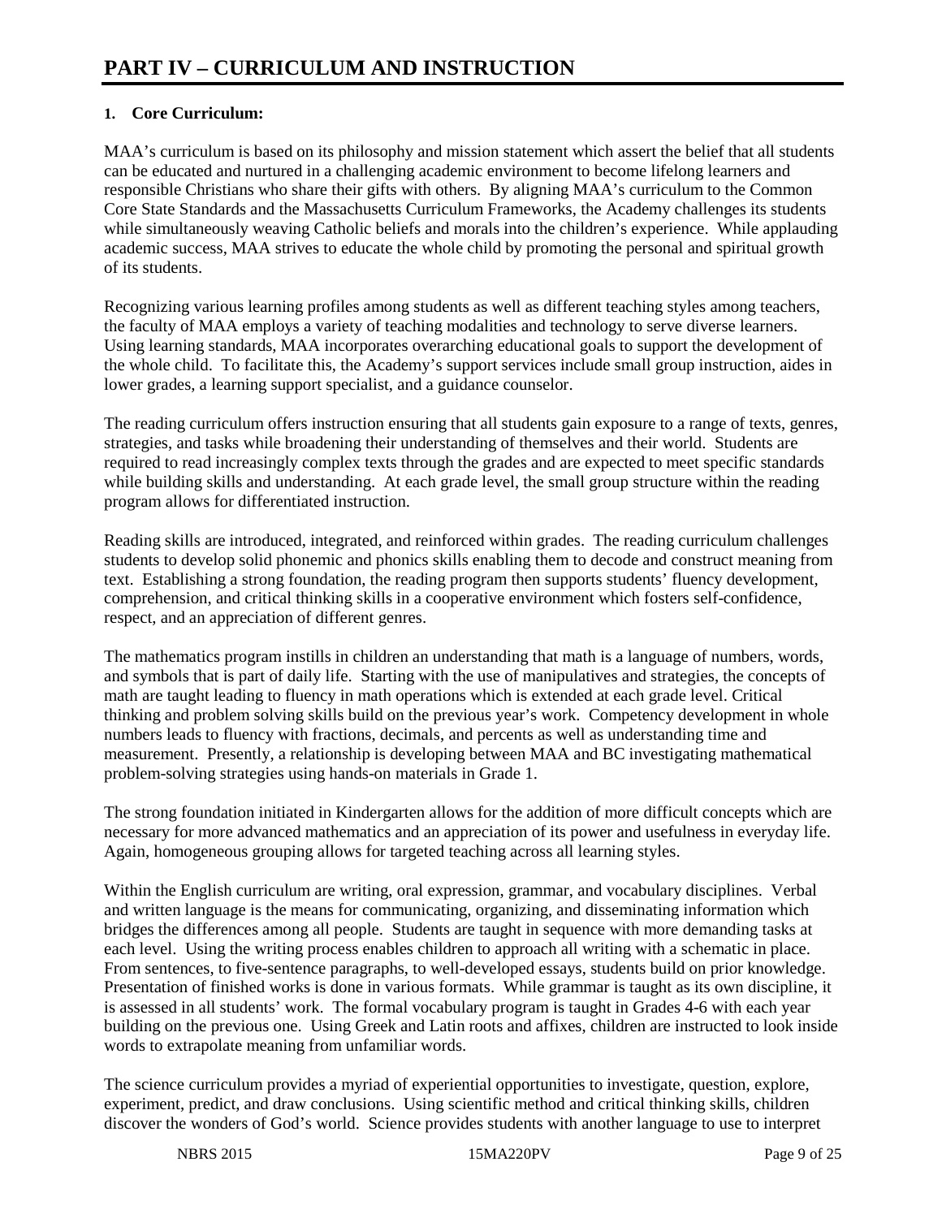# PART IV – CURRICULUM AND INSTRUCTION

**1. Core Curriculum:**

MAA's curriculum is based on its philosophy and mission statement which assert the belief that all students can be educated and nurtured in a challenging academic environment to become lifelong learners and responsible Christians who share their gifts with others. By aligning MAA's curriculum to the Common Core State Standards and the Massachusetts Curriculum Frameworks, the Academy challenges its students while simultaneously weaving Catholic beliefs and morals into the children's experience. While applauding academic success, MAA strives to educate the whole child by promoting the personal and spiritual growth of its students.

Recognizing various learning profiles among students as well as different teaching styles among teachers, the faculty of MAA employs a variety of teaching modalities and technology to serve diverse learners. Using learning standards, MAA incorporates overarching educational goals to support the development of the whole child. To facilitate this, the Academy's support services include small group instruction, aides in lower grades, a learning support specialist, and a guidance counselor.

The reading curriculum offers instruction ensuring that all students gain exposure to a range of texts, genres, strategies, and tasks while broadening their understanding of themselves and their world. Students are required to read increasingly complex texts through the grades and are expected to meet specific standards while building skills and understanding. At each grade level, the small group structure within the reading program allows for differentiated instruction.

Reading skills are introduced, integrated, and reinforced within grades. The reading curriculum challenges students to develop solid phonemic and phonics skills enabling them to decode and construct meaning from text. Establishing a strong foundation, the reading program then supports students' fluency development, comprehension, and critical thinking skills in a cooperative environment which fosters self-confidence, respect, and an appreciation of different genres.

The mathematics program instills in children an understanding that math is a language of numbers, words, and symbols that is part of daily life. Starting with the use of manipulatives and strategies, the concepts of math are taught leading to fluency in math operations which is extended at each grade level. Critical thinking and problem solving skills build on the previous year's work. Competency development in whole numbers leads to fluency with fractions, decimals, and percents as well as understanding time and measurement. Presently, a relationship is developing between MAA and BC investigating mathematical problem-solving strategies using hands-on materials in Grade 1.

The strong foundation initiated in Kindergarten allows for the addition of more difficult concepts which are necessary for more advanced mathematics and an appreciation of its power and usefulness in everyday life. Again, homogeneous grouping allows for targeted teaching across all learning styles.

Within the English curriculum are writing, oral expression, grammar, and vocabulary disciplines. Verbal and written language is the means for communicating, organizing, and disseminating information which bridges the differences among all people. Students are taught in sequence with more demanding tasks at each level. Using the writing process enables children to approach all writing with a schematic in place. From sentences, to five-sentence paragraphs, to well-developed essays, students build on prior knowledge. Presentation of finished works is done in various formats. While grammar is taught as its own discipline, it is assessed in all students' work. The formal vocabulary program is taught in Grades 4-6 with each year building on the previous one. Using Greek and Latin roots and affixes, children are instructed to look inside words to extrapolate meaning from unfamiliar words.

The science curriculum provides a myriad of experiential opportunities to investigate, question, explore, experiment, predict, and draw conclusions. Using scientific method and critical thinking skills, children discover the wonders of God's world. Science provides students with another language to use to interpret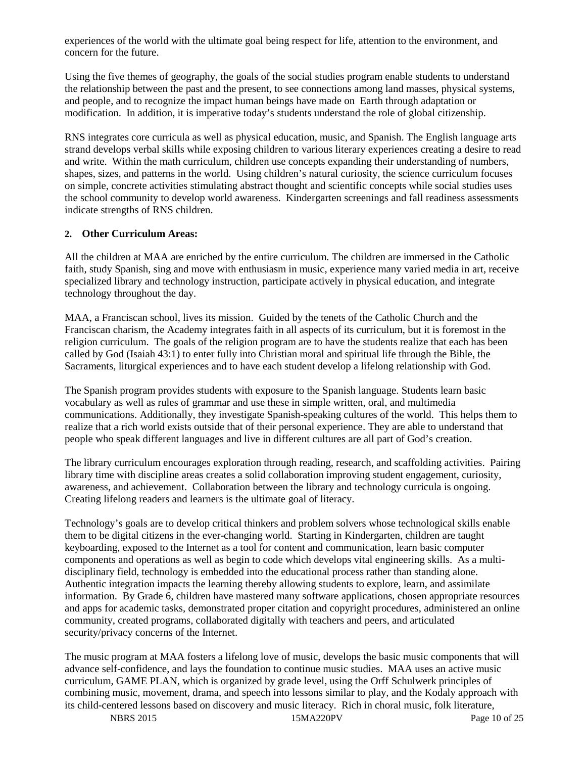experiences of the world with the ultimate goal being respect for life, attention to the environment, and concern for the future.

Using the five themes of geography, the goals of the social studies program enable students to understand the relationship between the past and the present, to see connections among land masses, physical systems, and people, and to recognize the impact human beings have made on Earth through adaptation or modification. In addition, it is imperative today's students understand the role of global citizenship.

RNS integrates core curricula as well as physical education, music, and Spanish. The English language arts strand develops verbal skills while exposing children to various literary experiences creating a desire to read and write. Within the math curriculum, children use concepts expanding their understanding of numbers, shapes, sizes, and patterns in the world. Using children's natural curiosity, the science curriculum focuses on simple, concrete activities stimulating abstract thought and scientific concepts while social studies uses the school community to develop world awareness. Kindergarten screenings and fall readiness assessments indicate strengths of RNS children.

**2. Other Curriculum Areas:**

All the children at MAA are enriched by the entire curriculum. The children are immersed in the Catholic faith, study Spanish, sing and move with enthusiasm in music, experience many varied media in art, receive specialized library and technology instruction, participate actively in physical education, and integrate technology throughout the day.

MAA, a Franciscan school, lives its mission. Guided by the tenets of the Catholic Church and the Franciscan charism, the Academy integrates faith in all aspects of its curriculum, but it is foremost in the religion curriculum. The goals of the religion program are to have the students realize that each has been called by God (Isaiah 43:1) to enter fully into Christian moral and spiritual life through the Bible, the Sacraments, liturgical experiences and to have each student develop a lifelong relationship with God.

The Spanish program provides students with exposure to the Spanish language. Students learn basic vocabulary as well as rules of grammar and use these in simple written, oral, and multimedia communications. Additionally, they investigate Spanish-speaking cultures of the world. This helps them to realize that a rich world exists outside that of their personal experience. They are able to understand that people who speak different languages and live in different cultures are all part of God's creation.

The library curriculum encourages exploration through reading, research, and scaffolding activities. Pairing library time with discipline areas creates a solid collaboration improving student engagement, curiosity, awareness, and achievement. Collaboration between the library and technology curricula is ongoing. Creating lifelong readers and learners is the ultimate goal of literacy.

Technology's goals are to develop critical thinkers and problem solvers whose technological skills enable them to be digital citizens in the ever-changing world. Starting in Kindergarten, children are taught keyboarding, exposed to the Internet as a tool for content and communication, learn basic computer components and operations as well as begin to code which develops vital engineering skills. As a multi-disciplinary field, technology is embedded into the educational process rather than standing alone. Authentic integration impacts the learning thereby allowing students to explore, learn, and assimilate information. By Grade 6, children have mastered many software applications, chosen appropriate resources and apps for academic tasks, demonstrated proper citation and copyright procedures, administered an online community, created programs, collaborated digitally with teachers and peers, and articulated security/privacy concerns of the Internet.

The music program at MAA fosters a lifelong love of music, develops the basic music components that will advance self-confidence, and lays the foundation to continue music studies. MAA uses an active music curriculum, GAME PLAN, which is organized by grade level, using the Orff Schulwerk principles of combining music, movement, drama, and speech into lessons similar to play, and the Kodaly approach with its child-centered lessons based on discovery and music literacy. Rich in choral music, folk literature,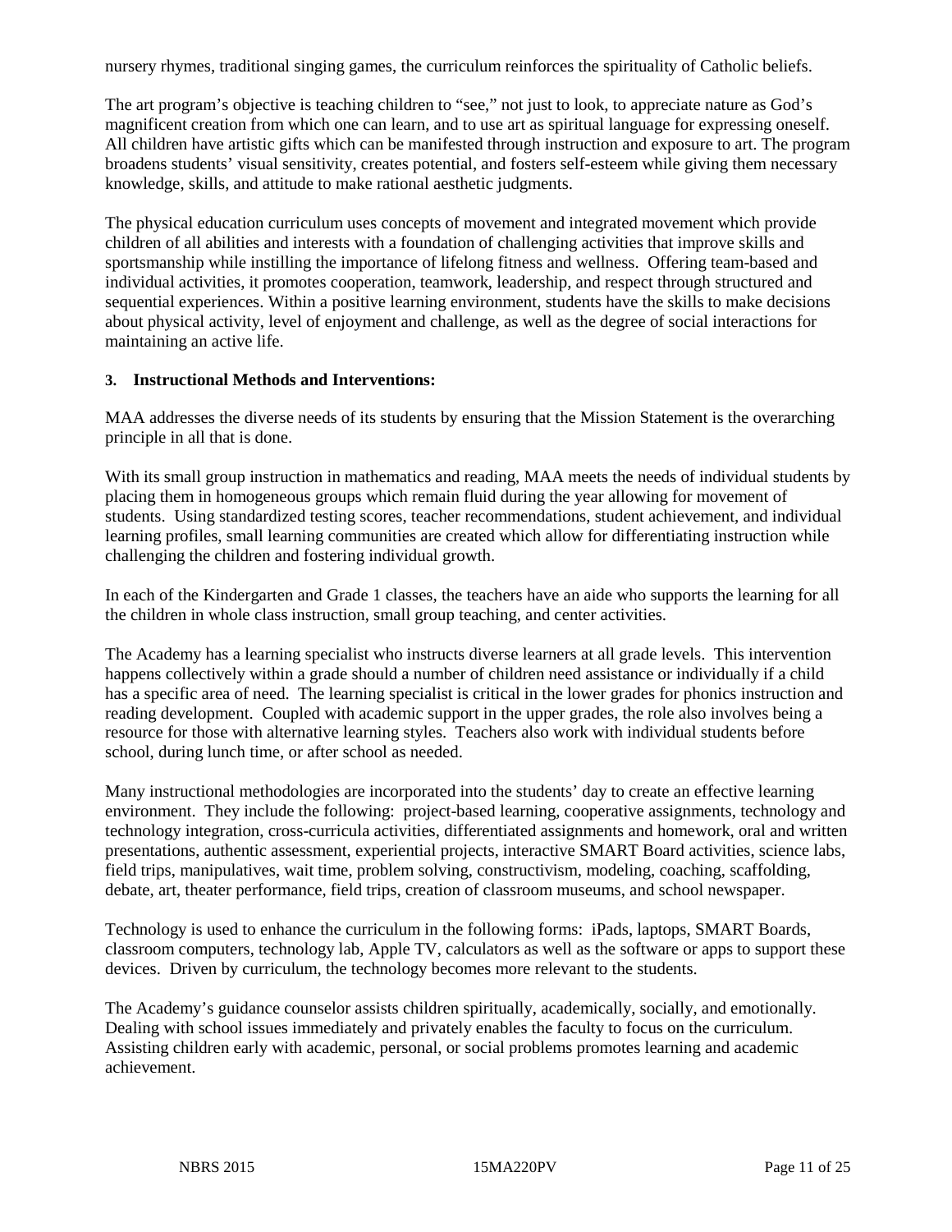nursery rhymes, traditional singing games, the curriculum reinforces the spirituality of Catholic beliefs.

The art program's objective is teaching children to "see," not just to look, to appreciate nature as God's magnificent creation from which one can learn, and to use art as spiritual language for expressing oneself. All children have artistic gifts which can be manifested through instruction and exposure to art. The program broadens students' visual sensitivity, creates potential, and fosters self-esteem while giving them necessary knowledge, skills, and attitude to make rational aesthetic judgments.

The physical education curriculum uses concepts of movement and integrated movement which provide children of all abilities and interests with a foundation of challenging activities that improve skills and sportsmanship while instilling the importance of lifelong fitness and wellness. Offering team-based and individual activities, it promotes cooperation, teamwork, leadership, and respect through structured and sequential experiences. Within a positive learning environment, students have the skills to make decisions about physical activity, level of enjoyment and challenge, as well as the degree of social interactions for maintaining an active life.

**3. Instructional Methods and Interventions:**

MAA addresses the diverse needs of its students by ensuring that the Mission Statement is the overarching principle in all that is done.

With its small group instruction in mathematics and reading, MAA meets the needs of individual students by placing them in homogeneous groups which remain fluid during the year allowing for movement of students. Using standardized testing scores, teacher recommendations, student achievement, and individual learning profiles, small learning communities are created which allow for differentiating instruction while challenging the children and fostering individual growth.

In each of the Kindergarten and Grade 1 classes, the teachers have an aide who supports the learning for all the children in whole class instruction, small group teaching, and center activities.

The Academy has a learning specialist who instructs diverse learners at all grade levels. This intervention happens collectively within a grade should a number of children need assistance or individually if a child has a specific area of need. The learning specialist is critical in the lower grades for phonics instruction and reading development. Coupled with academic support in the upper grades, the role also involves being a resource for those with alternative learning styles. Teachers also work with individual students before school, during lunch time, or after school as needed.

Many instructional methodologies are incorporated into the students' day to create an effective learning environment. They include the following: project-based learning, cooperative assignments, technology and technology integration, cross-curricula activities, differentiated assignments and homework, oral and written presentations, authentic assessment, experiential projects, interactive SMART Board activities, science labs, field trips, manipulatives, wait time, problem solving, constructivism, modeling, coaching, scaffolding, debate, art, theater performance, field trips, creation of classroom museums, and school newspaper.

Technology is used to enhance the curriculum in the following forms: iPads, laptops, SMART Boards, classroom computers, technology lab, Apple TV, calculators as well as the software or apps to support these devices. Driven by curriculum, the technology becomes more relevant to the students.

The Academy's guidance counselor assists children spiritually, academically, socially, and emotionally. Dealing with school issues immediately and privately enables the faculty to focus on the curriculum. Assisting children early with academic, personal, or social problems promotes learning and academic achievement.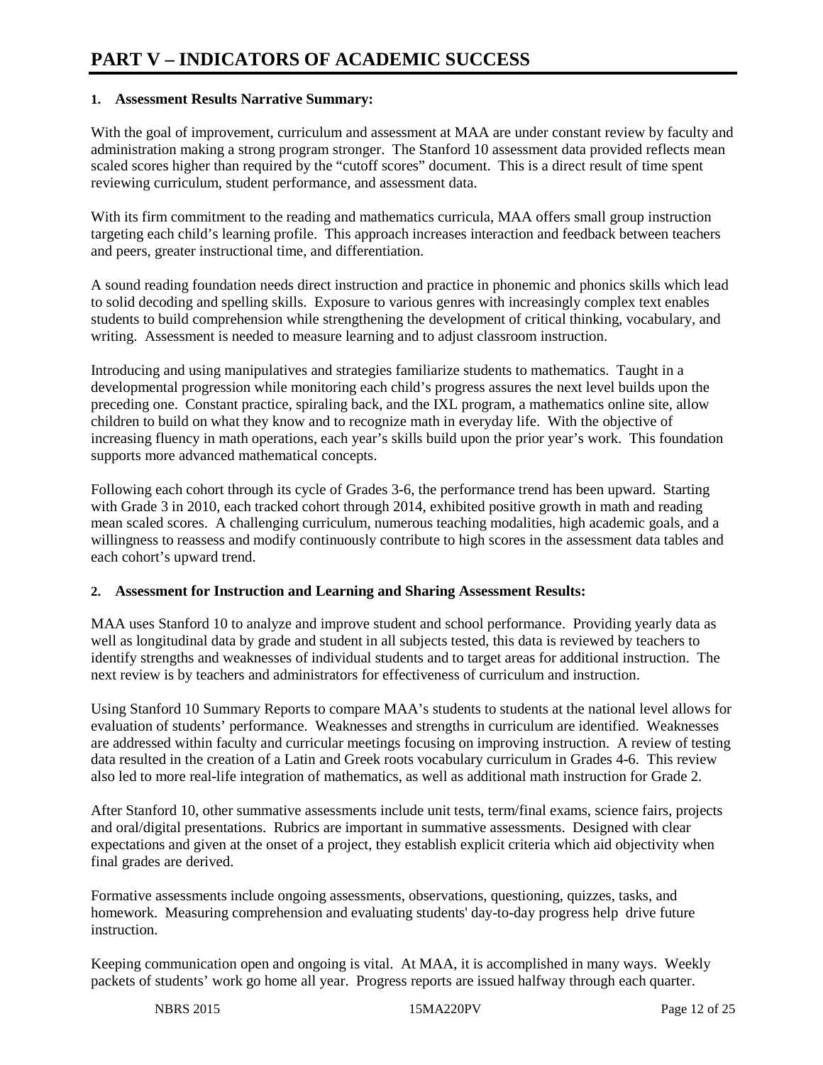# PART V – INDICATORS OF ACADEMIC SUCCESS

**1. Assessment Results Narrative Summary:**

With the goal of improvement, curriculum and assessment at MAA are under constant review by faculty and administration making a strong program stronger. The Stanford 10 assessment data provided reflects mean scaled scores higher than required by the "cutoff scores" document. This is a direct result of time spent reviewing curriculum, student performance, and assessment data.

With its firm commitment to the reading and mathematics curricula, MAA offers small group instruction targeting each child's learning profile. This approach increases interaction and feedback between teachers and peers, greater instructional time, and differentiation.

A sound reading foundation needs direct instruction and practice in phonemic and phonics skills which lead to solid decoding and spelling skills. Exposure to various genres with increasingly complex text enables students to build comprehension while strengthening the development of critical thinking, vocabulary, and writing. Assessment is needed to measure learning and to adjust classroom instruction.

Introducing and using manipulatives and strategies familiarize students to mathematics. Taught in a developmental progression while monitoring each child's progress assures the next level builds upon the preceding one. Constant practice, spiraling back, and the IXL program, a mathematics online site, allow children to build on what they know and to recognize math in everyday life. With the objective of increasing fluency in math operations, each year's skills build upon the prior year's work. This foundation supports more advanced mathematical concepts.

Following each cohort through its cycle of Grades 3-6, the performance trend has been upward. Starting with Grade 3 in 2010, each tracked cohort through 2014, exhibited positive growth in math and reading mean scaled scores. A challenging curriculum, numerous teaching modalities, high academic goals, and a willingness to reassess and modify continuously contribute to high scores in the assessment data tables and each cohort's upward trend.

**2. Assessment for Instruction and Learning and Sharing Assessment Results:**

MAA uses Stanford 10 to analyze and improve student and school performance. Providing yearly data as well as longitudinal data by grade and student in all subjects tested, this data is reviewed by teachers to identify strengths and weaknesses of individual students and to target areas for additional instruction. The next review is by teachers and administrators for effectiveness of curriculum and instruction.

Using Stanford 10 Summary Reports to compare MAA's students to students at the national level allows for evaluation of students' performance. Weaknesses and strengths in curriculum are identified. Weaknesses are addressed within faculty and curricular meetings focusing on improving instruction. A review of testing data resulted in the creation of a Latin and Greek roots vocabulary curriculum in Grades 4-6. This review also led to more real-life integration of mathematics, as well as additional math instruction for Grade 2.

After Stanford 10, other summative assessments include unit tests, term/final exams, science fairs, projects and oral/digital presentations. Rubrics are important in summative assessments. Designed with clear expectations and given at the onset of a project, they establish explicit criteria which aid objectivity when final grades are derived.

Formative assessments include ongoing assessments, observations, questioning, quizzes, tasks, and homework. Measuring comprehension and evaluating students' day-to-day progress help drive future instruction.

Keeping communication open and ongoing is vital. At MAA, it is accomplished in many ways. Weekly packets of students' work go home all year. Progress reports are issued halfway through each quarter.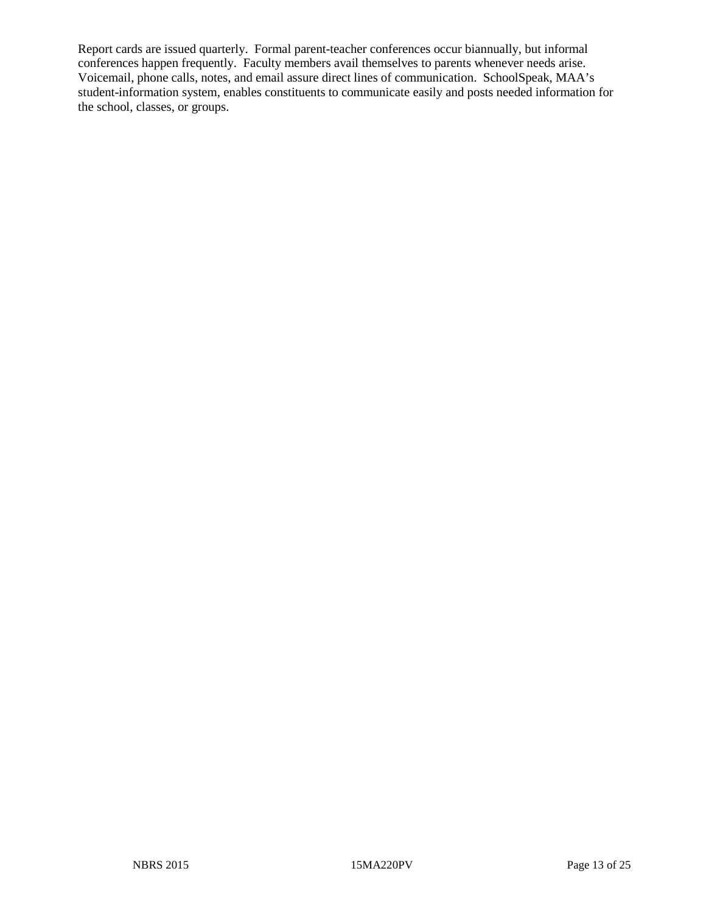Report cards are issued quarterly. Formal parent-teacher conferences occur biannually, but informal conferences happen frequently. Faculty members avail themselves to parents whenever needs arise. Voicemail, phone calls, notes, and email assure direct lines of communication. SchoolSpeak, MAA's student-information system, enables constituents to communicate easily and posts needed information for the school, classes, or groups.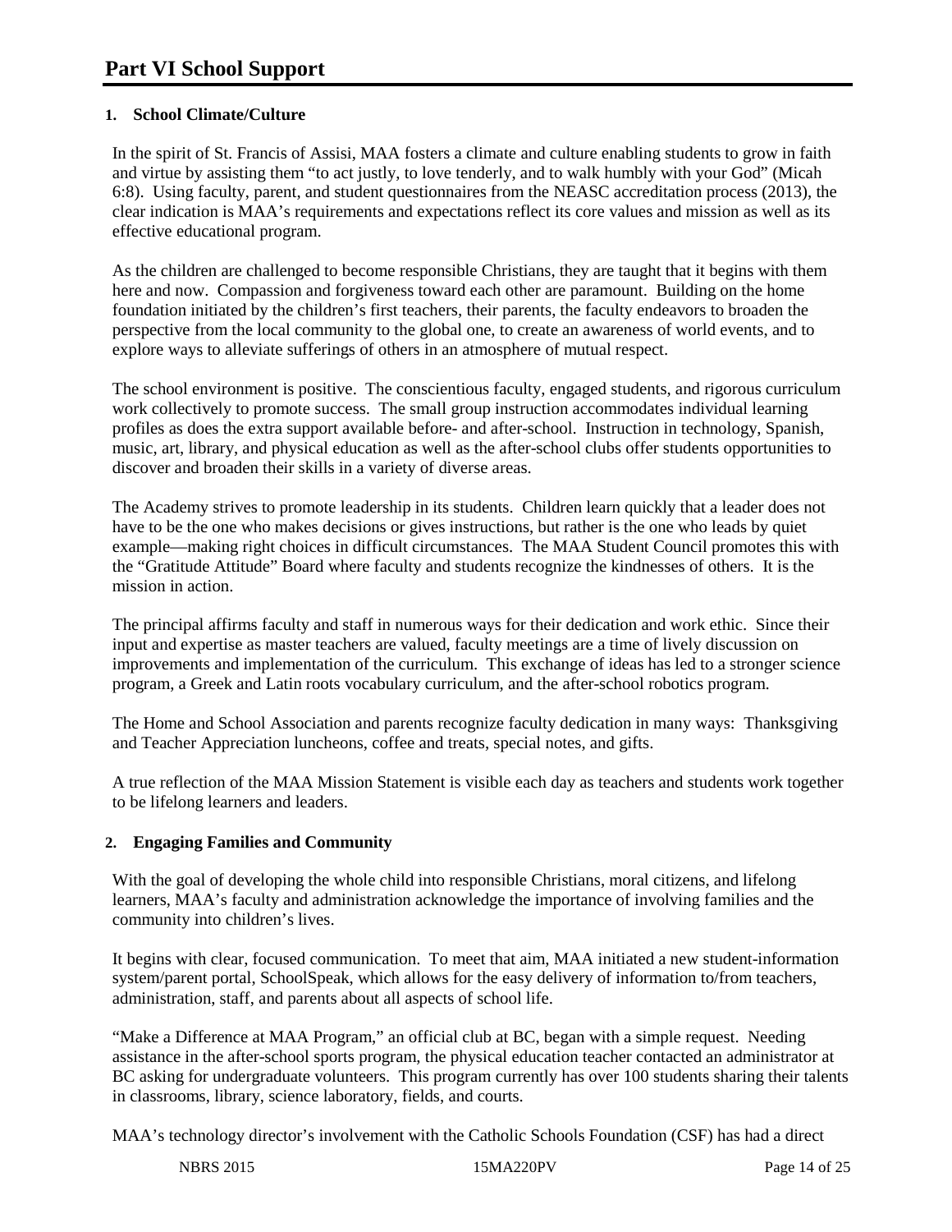# Part VI School Support

## 1. School Climate/Culture

In the spirit of St. Francis of Assisi, MAA fosters a climate and culture enabling students to grow in faith and virtue by assisting them "to act justly, to love tenderly, and to walk humbly with your God" (Micah 6:8). Using faculty, parent, and student questionnaires from the NEASC accreditation process (2013), the clear indication is MAA's requirements and expectations reflect its core values and mission as well as its effective educational program.

As the children are challenged to become responsible Christians, they are taught that it begins with them here and now. Compassion and forgiveness toward each other are paramount. Building on the home foundation initiated by the children's first teachers, their parents, the faculty endeavors to broaden the perspective from the local community to the global one, to create an awareness of world events, and to explore ways to alleviate sufferings of others in an atmosphere of mutual respect.

The school environment is positive. The conscientious faculty, engaged students, and rigorous curriculum work collectively to promote success. The small group instruction accommodates individual learning profiles as does the extra support available before- and after-school. Instruction in technology, Spanish, music, art, library, and physical education as well as the after-school clubs offer students opportunities to discover and broaden their skills in a variety of diverse areas.

The Academy strives to promote leadership in its students. Children learn quickly that a leader does not have to be the one who makes decisions or gives instructions, but rather is the one who leads by quiet example—making right choices in difficult circumstances. The MAA Student Council promotes this with the "Gratitude Attitude" Board where faculty and students recognize the kindnesses of others. It is the mission in action.

The principal affirms faculty and staff in numerous ways for their dedication and work ethic. Since their input and expertise as master teachers are valued, faculty meetings are a time of lively discussion on improvements and implementation of the curriculum. This exchange of ideas has led to a stronger science program, a Greek and Latin roots vocabulary curriculum, and the after-school robotics program.

The Home and School Association and parents recognize faculty dedication in many ways: Thanksgiving and Teacher Appreciation luncheons, coffee and treats, special notes, and gifts.

A true reflection of the MAA Mission Statement is visible each day as teachers and students work together to be lifelong learners and leaders.

## 2. Engaging Families and Community

With the goal of developing the whole child into responsible Christians, moral citizens, and lifelong learners, MAA's faculty and administration acknowledge the importance of involving families and the community into children's lives.

It begins with clear, focused communication. To meet that aim, MAA initiated a new student-information system/parent portal, SchoolSpeak, which allows for the easy delivery of information to/from teachers, administration, staff, and parents about all aspects of school life.

"Make a Difference at MAA Program," an official club at BC, began with a simple request. Needing assistance in the after-school sports program, the physical education teacher contacted an administrator at BC asking for undergraduate volunteers. This program currently has over 100 students sharing their talents in classrooms, library, science laboratory, fields, and courts.

MAA's technology director's involvement with the Catholic Schools Foundation (CSF) has had a direct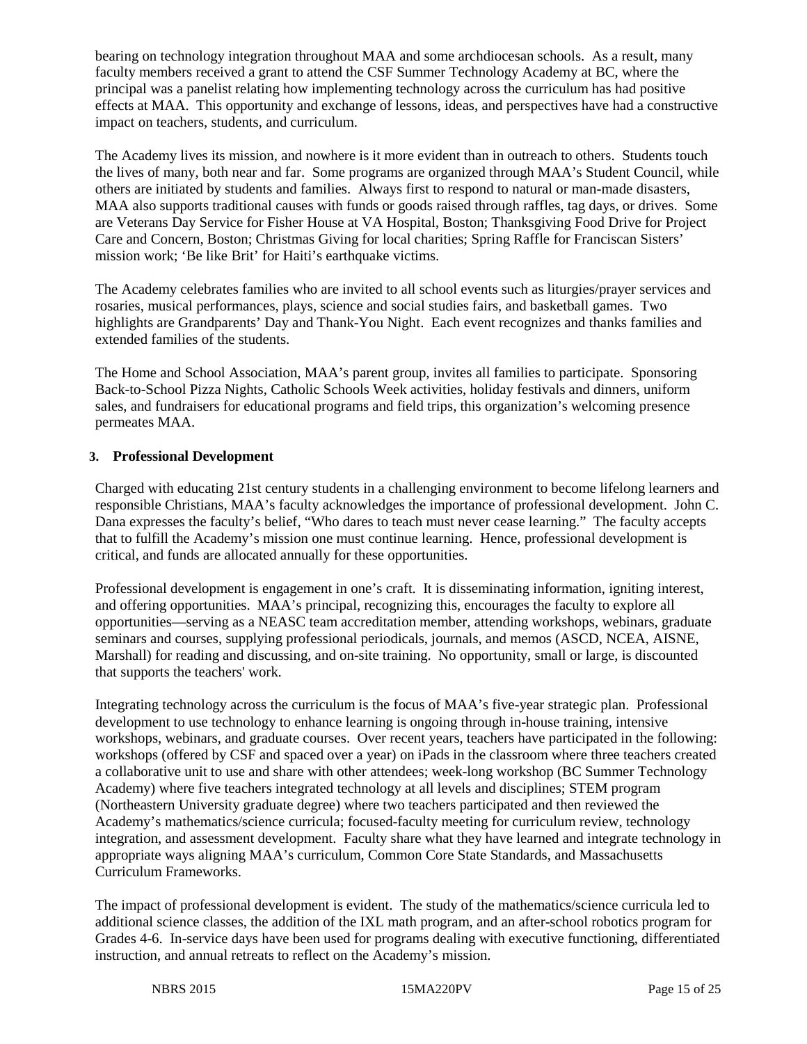bearing on technology integration throughout MAA and some archdiocesan schools. As a result, many faculty members received a grant to attend the CSF Summer Technology Academy at BC, where the principal was a panelist relating how implementing technology across the curriculum has had positive effects at MAA. This opportunity and exchange of lessons, ideas, and perspectives have had a constructive impact on teachers, students, and curriculum.

The Academy lives its mission, and nowhere is it more evident than in outreach to others. Students touch the lives of many, both near and far. Some programs are organized through MAA's Student Council, while others are initiated by students and families. Always first to respond to natural or man-made disasters, MAA also supports traditional causes with funds or goods raised through raffles, tag days, or drives. Some are Veterans Day Service for Fisher House at VA Hospital, Boston; Thanksgiving Food Drive for Project Care and Concern, Boston; Christmas Giving for local charities; Spring Raffle for Franciscan Sisters' mission work; 'Be like Brit' for Haiti's earthquake victims.

The Academy celebrates families who are invited to all school events such as liturgies/prayer services and rosaries, musical performances, plays, science and social studies fairs, and basketball games. Two highlights are Grandparents' Day and Thank-You Night. Each event recognizes and thanks families and extended families of the students.

The Home and School Association, MAA's parent group, invites all families to participate. Sponsoring Back-to-School Pizza Nights, Catholic Schools Week activities, holiday festivals and dinners, uniform sales, and fundraisers for educational programs and field trips, this organization's welcoming presence permeates MAA.

### 3. Professional Development

Charged with educating 21st century students in a challenging environment to become lifelong learners and responsible Christians, MAA's faculty acknowledges the importance of professional development. John C. Dana expresses the faculty's belief, "Who dares to teach must never cease learning." The faculty accepts that to fulfill the Academy's mission one must continue learning. Hence, professional development is critical, and funds are allocated annually for these opportunities.

Professional development is engagement in one's craft. It is disseminating information, igniting interest, and offering opportunities. MAA's principal, recognizing this, encourages the faculty to explore all opportunities—serving as a NEASC team accreditation member, attending workshops, webinars, graduate seminars and courses, supplying professional periodicals, journals, and memos (ASCD, NCEA, AISNE, Marshall) for reading and discussing, and on-site training. No opportunity, small or large, is discounted that supports the teachers' work.

Integrating technology across the curriculum is the focus of MAA's five-year strategic plan. Professional development to use technology to enhance learning is ongoing through in-house training, intensive workshops, webinars, and graduate courses. Over recent years, teachers have participated in the following: workshops (offered by CSF and spaced over a year) on iPads in the classroom where three teachers created a collaborative unit to use and share with other attendees; week-long workshop (BC Summer Technology Academy) where five teachers integrated technology at all levels and disciplines; STEM program (Northeastern University graduate degree) where two teachers participated and then reviewed the Academy's mathematics/science curricula; focused-faculty meeting for curriculum review, technology integration, and assessment development. Faculty share what they have learned and integrate technology in appropriate ways aligning MAA's curriculum, Common Core State Standards, and Massachusetts Curriculum Frameworks.

The impact of professional development is evident. The study of the mathematics/science curricula led to additional science classes, the addition of the IXL math program, and an after-school robotics program for Grades 4-6. In-service days have been used for programs dealing with executive functioning, differentiated instruction, and annual retreats to reflect on the Academy's mission.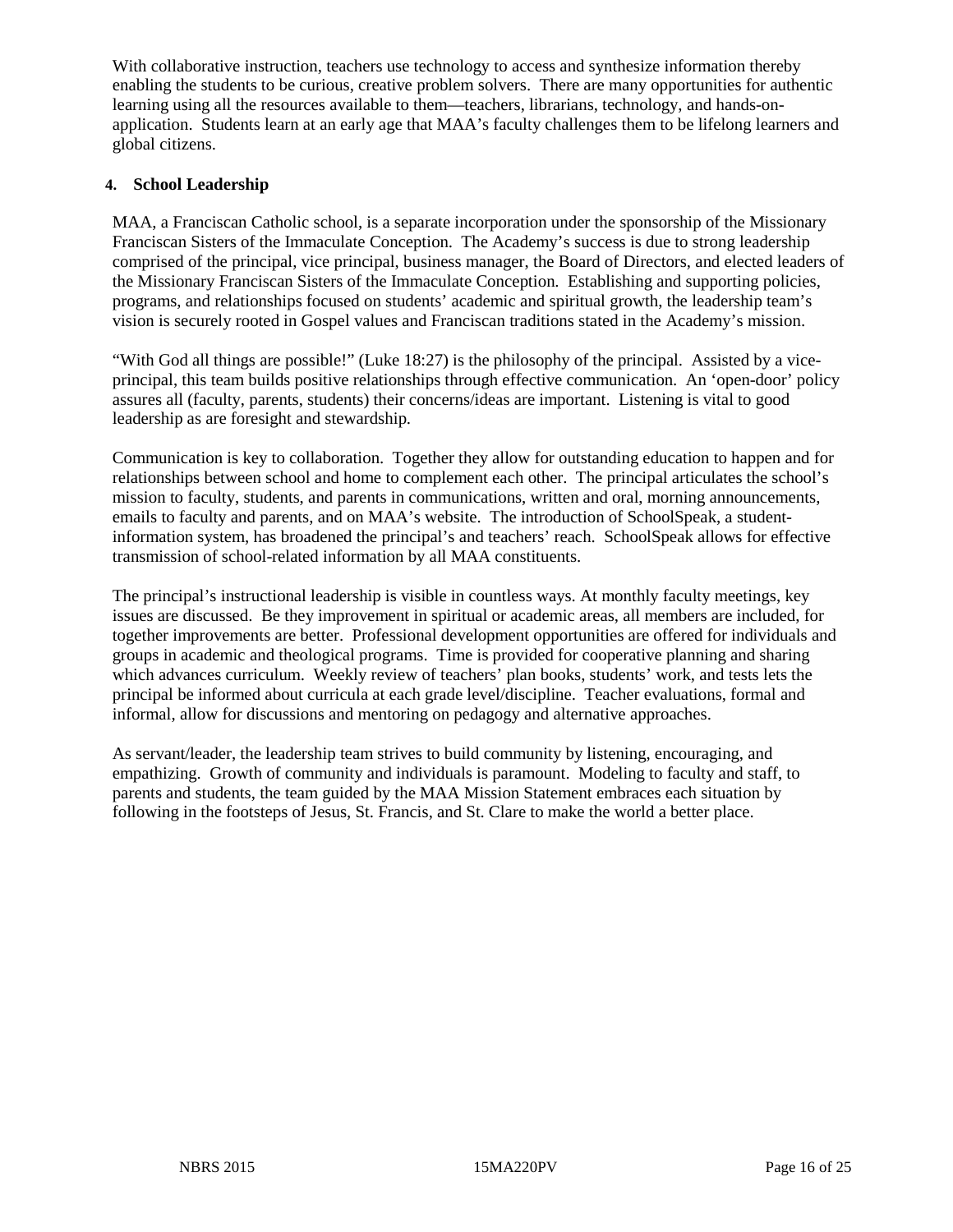With collaborative instruction, teachers use technology to access and synthesize information thereby enabling the students to be curious, creative problem solvers. There are many opportunities for authentic learning using all the resources available to them—teachers, librarians, technology, and hands-on-application. Students learn at an early age that MAA's faculty challenges them to be lifelong learners and global citizens.

#### 4. School Leadership

MAA, a Franciscan Catholic school, is a separate incorporation under the sponsorship of the Missionary Franciscan Sisters of the Immaculate Conception. The Academy's success is due to strong leadership comprised of the principal, vice principal, business manager, the Board of Directors, and elected leaders of the Missionary Franciscan Sisters of the Immaculate Conception. Establishing and supporting policies, programs, and relationships focused on students' academic and spiritual growth, the leadership team's vision is securely rooted in Gospel values and Franciscan traditions stated in the Academy's mission.

"With God all things are possible!" (Luke 18:27) is the philosophy of the principal. Assisted by a vice-principal, this team builds positive relationships through effective communication. An 'open-door' policy assures all (faculty, parents, students) their concerns/ideas are important. Listening is vital to good leadership as are foresight and stewardship.

Communication is key to collaboration. Together they allow for outstanding education to happen and for relationships between school and home to complement each other. The principal articulates the school's mission to faculty, students, and parents in communications, written and oral, morning announcements, emails to faculty and parents, and on MAA's website. The introduction of SchoolSpeak, a student-information system, has broadened the principal's and teachers' reach. SchoolSpeak allows for effective transmission of school-related information by all MAA constituents.

The principal's instructional leadership is visible in countless ways. At monthly faculty meetings, key issues are discussed. Be they improvement in spiritual or academic areas, all members are included, for together improvements are better. Professional development opportunities are offered for individuals and groups in academic and theological programs. Time is provided for cooperative planning and sharing which advances curriculum. Weekly review of teachers' plan books, students' work, and tests lets the principal be informed about curricula at each grade level/discipline. Teacher evaluations, formal and informal, allow for discussions and mentoring on pedagogy and alternative approaches.

As servant/leader, the leadership team strives to build community by listening, encouraging, and empathizing. Growth of community and individuals is paramount. Modeling to faculty and staff, to parents and students, the team guided by the MAA Mission Statement embraces each situation by following in the footsteps of Jesus, St. Francis, and St. Clare to make the world a better place.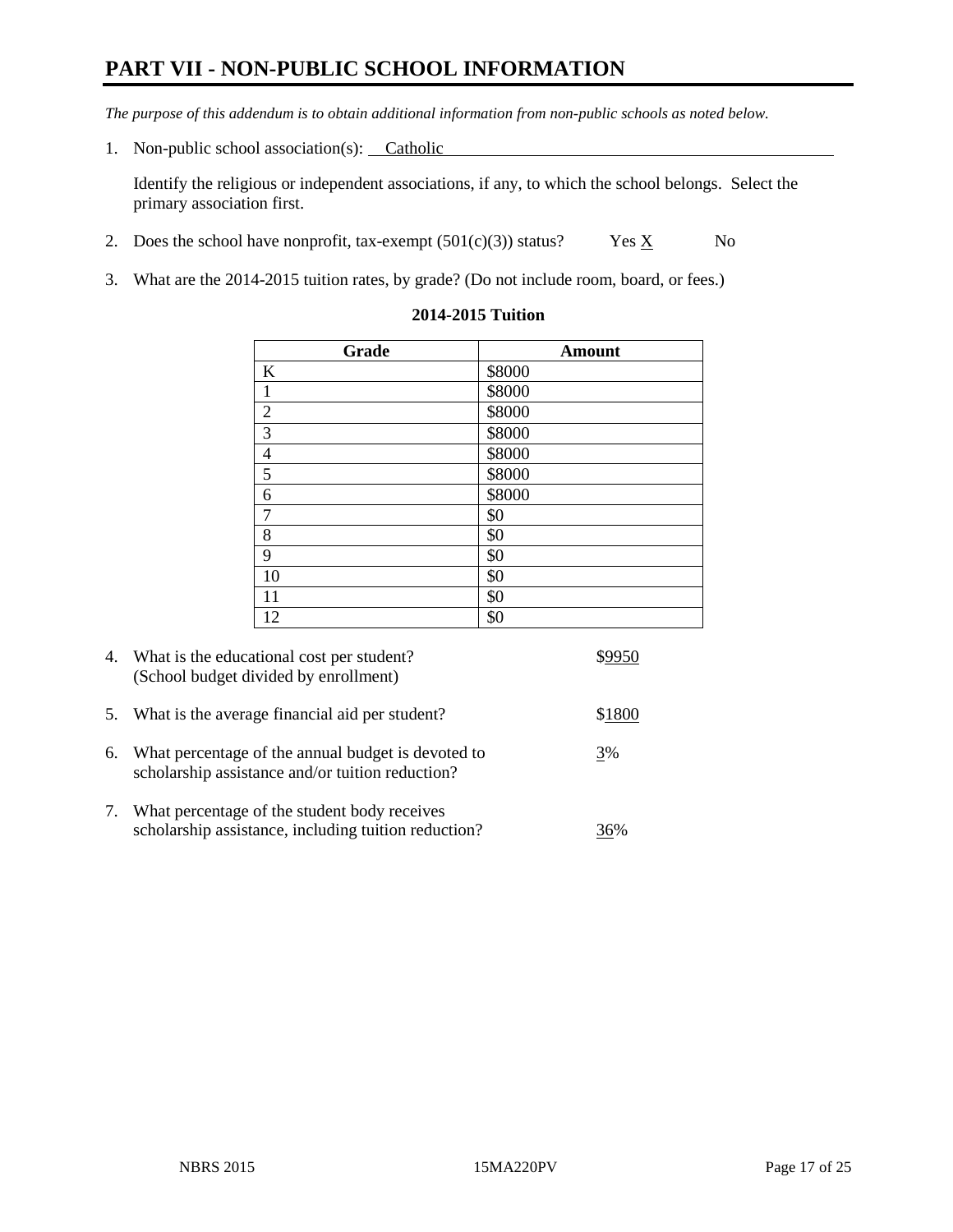# PART VII - NON-PUBLIC SCHOOL INFORMATION

*The purpose of this addendum is to obtain additional information from non-public schools as noted below.*

1. Non-public school association(s): Catholic

   Identify the religious or independent associations, if any, to which the school belongs. Select the primary association first.

2. Does the school have nonprofit, tax-exempt (501(c)(3)) status? Yes X No

3. What are the 2014-2015 tuition rates, by grade? (Do not include room, board, or fees.)

**2014-2015 Tuition**

| Grade | Amount |
|---|---|
| K | $8000 |
| 1 | $8000 |
| 2 | $8000 |
| 3 | $8000 |
| 4 | $8000 |
| 5 | $8000 |
| 6 | $8000 |
| 7 | $0 |
| 8 | $0 |
| 9 | $0 |
| 10 | $0 |
| 11 | $0 |
| 12 | $0 |

4. What is the educational cost per student? (School budget divided by enrollment) $9950

5. What is the average financial aid per student? $1800

6. What percentage of the annual budget is devoted to scholarship assistance and/or tuition reduction? 3%

7. What percentage of the student body receives scholarship assistance, including tuition reduction? 36%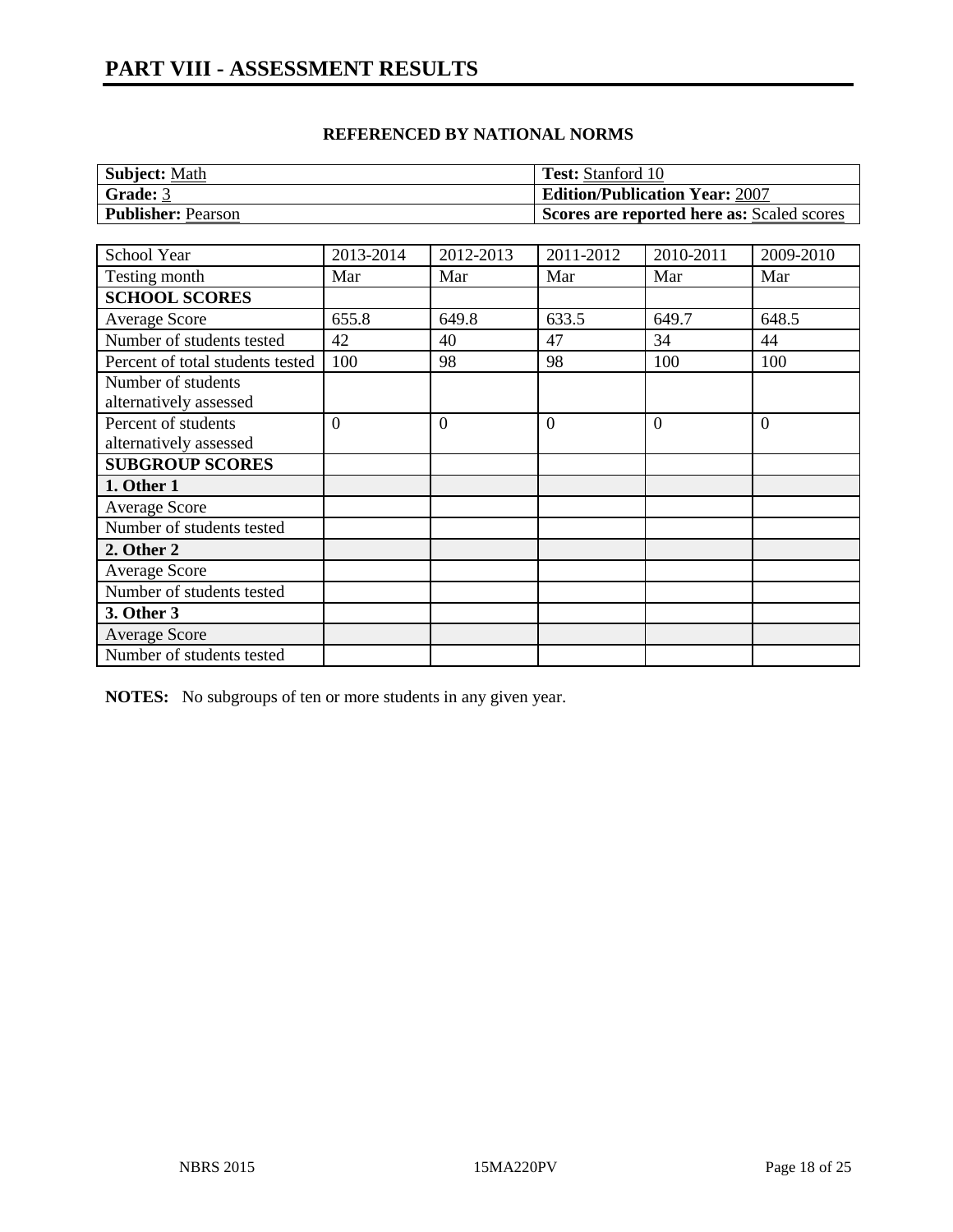# PART VIII - ASSESSMENT RESULTS

**REFERENCED BY NATIONAL NORMS**

| | |
|---|---|
| **Subject:** Math | **Test:** Stanford 10 |
| **Grade:** 3 | **Edition/Publication Year:** 2007 |
| **Publisher:** Pearson | **Scores are reported here as:** Scaled scores |

| School Year | 2013-2014 | 2012-2013 | 2011-2012 | 2010-2011 | 2009-2010 |
|---|---|---|---|---|---|
| Testing month | Mar | Mar | Mar | Mar | Mar |
| **SCHOOL SCORES** | | | | | |
| Average Score | 655.8 | 649.8 | 633.5 | 649.7 | 648.5 |
| Number of students tested | 42 | 40 | 47 | 34 | 44 |
| Percent of total students tested | 100 | 98 | 98 | 100 | 100 |
| Number of students alternatively assessed | | | | | |
| Percent of students alternatively assessed | 0 | 0 | 0 | 0 | 0 |
| **SUBGROUP SCORES** | | | | | |
| **1. Other 1** | | | | | |
| Average Score | | | | | |
| Number of students tested | | | | | |
| **2. Other 2** | | | | | |
| Average Score | | | | | |
| Number of students tested | | | | | |
| **3. Other 3** | | | | | |
| Average Score | | | | | |
| Number of students tested | | | | | |

**NOTES:** No subgroups of ten or more students in any given year.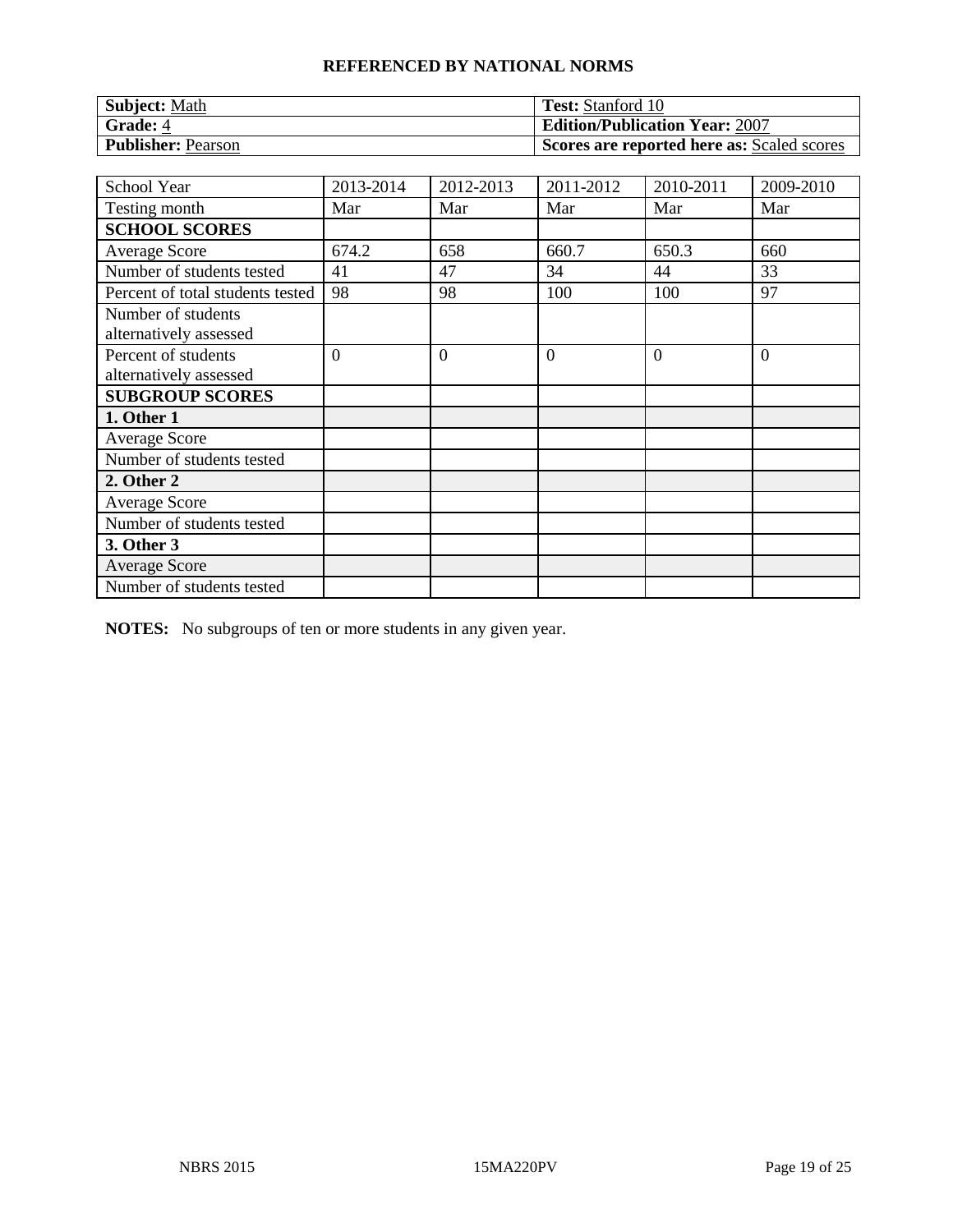**REFERENCED BY NATIONAL NORMS**

| | |
|---|---|
| **Subject:** Math | **Test:** Stanford 10 |
| **Grade:** 4 | **Edition/Publication Year:** 2007 |
| **Publisher:** Pearson | **Scores are reported here as:** Scaled scores |

| School Year | 2013-2014 | 2012-2013 | 2011-2012 | 2010-2011 | 2009-2010 |
|---|---|---|---|---|---|
| Testing month | Mar | Mar | Mar | Mar | Mar |
| **SCHOOL SCORES** | | | | | |
| Average Score | 674.2 | 658 | 660.7 | 650.3 | 660 |
| Number of students tested | 41 | 47 | 34 | 44 | 33 |
| Percent of total students tested | 98 | 98 | 100 | 100 | 97 |
| Number of students alternatively assessed | | | | | |
| Percent of students alternatively assessed | 0 | 0 | 0 | 0 | 0 |
| **SUBGROUP SCORES** | | | | | |
| **1. Other 1** | | | | | |
| Average Score | | | | | |
| Number of students tested | | | | | |
| **2. Other 2** | | | | | |
| Average Score | | | | | |
| Number of students tested | | | | | |
| **3. Other 3** | | | | | |
| Average Score | | | | | |
| Number of students tested | | | | | |

**NOTES:** No subgroups of ten or more students in any given year.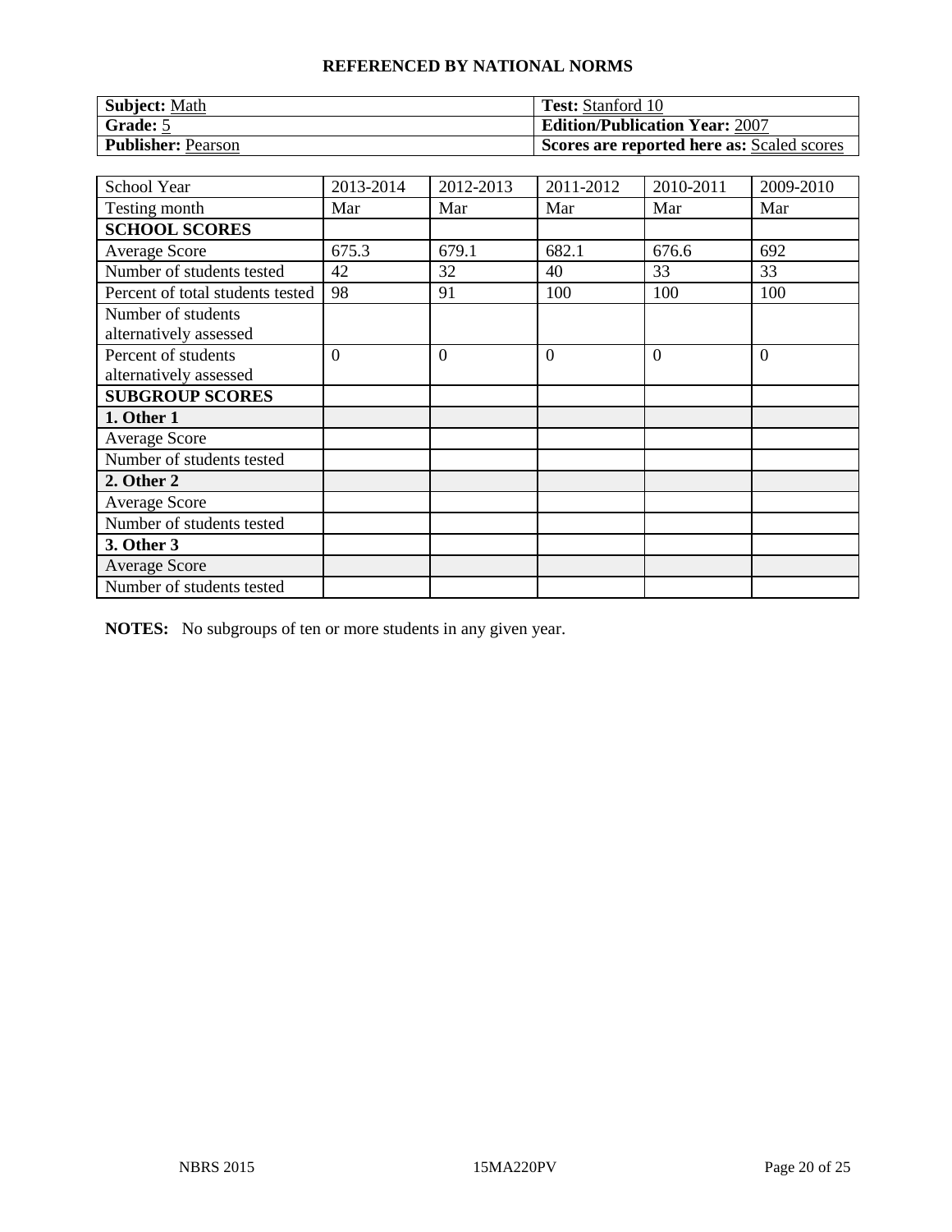## REFERENCED BY NATIONAL NORMS

| | |
|---|---|
| **Subject:** Math | **Test:** Stanford 10 |
| **Grade:** 5 | **Edition/Publication Year:** 2007 |
| **Publisher:** Pearson | **Scores are reported here as:** Scaled scores |

| School Year | 2013-2014 | 2012-2013 | 2011-2012 | 2010-2011 | 2009-2010 |
|---|---|---|---|---|---|
| Testing month | Mar | Mar | Mar | Mar | Mar |
| **SCHOOL SCORES** | | | | | |
| Average Score | 675.3 | 679.1 | 682.1 | 676.6 | 692 |
| Number of students tested | 42 | 32 | 40 | 33 | 33 |
| Percent of total students tested | 98 | 91 | 100 | 100 | 100 |
| Number of students alternatively assessed | | | | | |
| Percent of students alternatively assessed | 0 | 0 | 0 | 0 | 0 |
| **SUBGROUP SCORES** | | | | | |
| **1. Other 1** | | | | | |
| Average Score | | | | | |
| Number of students tested | | | | | |
| **2. Other 2** | | | | | |
| Average Score | | | | | |
| Number of students tested | | | | | |
| **3. Other 3** | | | | | |
| Average Score | | | | | |
| Number of students tested | | | | | |

**NOTES:** No subgroups of ten or more students in any given year.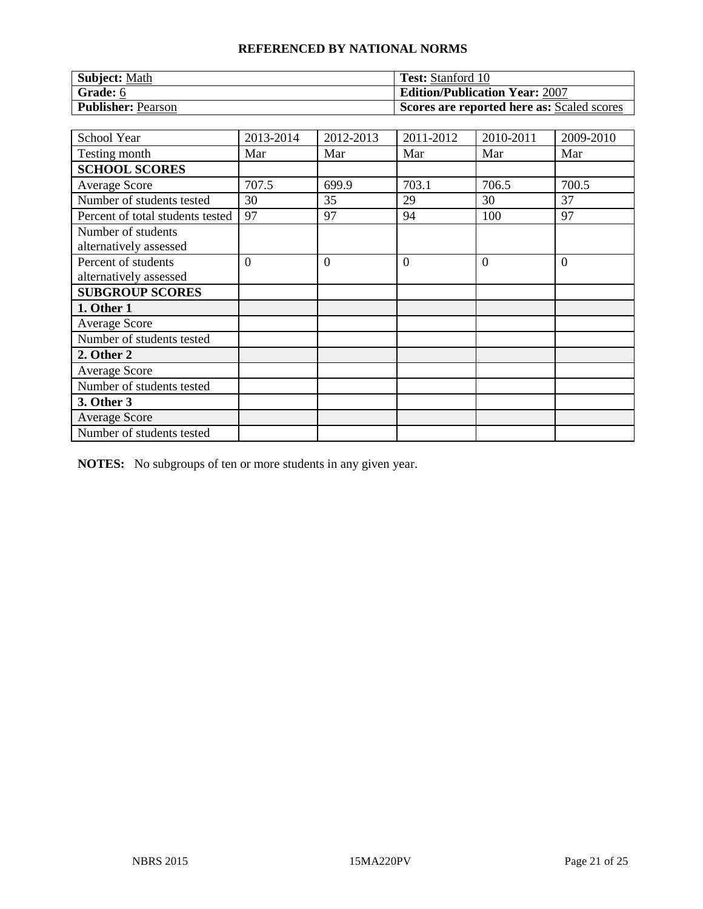**REFERENCED BY NATIONAL NORMS**

| | |
|---|---|
| **Subject:** Math | **Test:** Stanford 10 |
| **Grade:** 6 | **Edition/Publication Year:** 2007 |
| **Publisher:** Pearson | **Scores are reported here as:** Scaled scores |

| School Year | 2013-2014 | 2012-2013 | 2011-2012 | 2010-2011 | 2009-2010 |
|---|---|---|---|---|---|
| Testing month | Mar | Mar | Mar | Mar | Mar |
| **SCHOOL SCORES** | | | | | |
| Average Score | 707.5 | 699.9 | 703.1 | 706.5 | 700.5 |
| Number of students tested | 30 | 35 | 29 | 30 | 37 |
| Percent of total students tested | 97 | 97 | 94 | 100 | 97 |
| Number of students alternatively assessed | | | | | |
| Percent of students alternatively assessed | 0 | 0 | 0 | 0 | 0 |
| **SUBGROUP SCORES** | | | | | |
| **1. Other 1** | | | | | |
| Average Score | | | | | |
| Number of students tested | | | | | |
| **2. Other 2** | | | | | |
| Average Score | | | | | |
| Number of students tested | | | | | |
| **3. Other 3** | | | | | |
| Average Score | | | | | |
| Number of students tested | | | | | |

**NOTES:** No subgroups of ten or more students in any given year.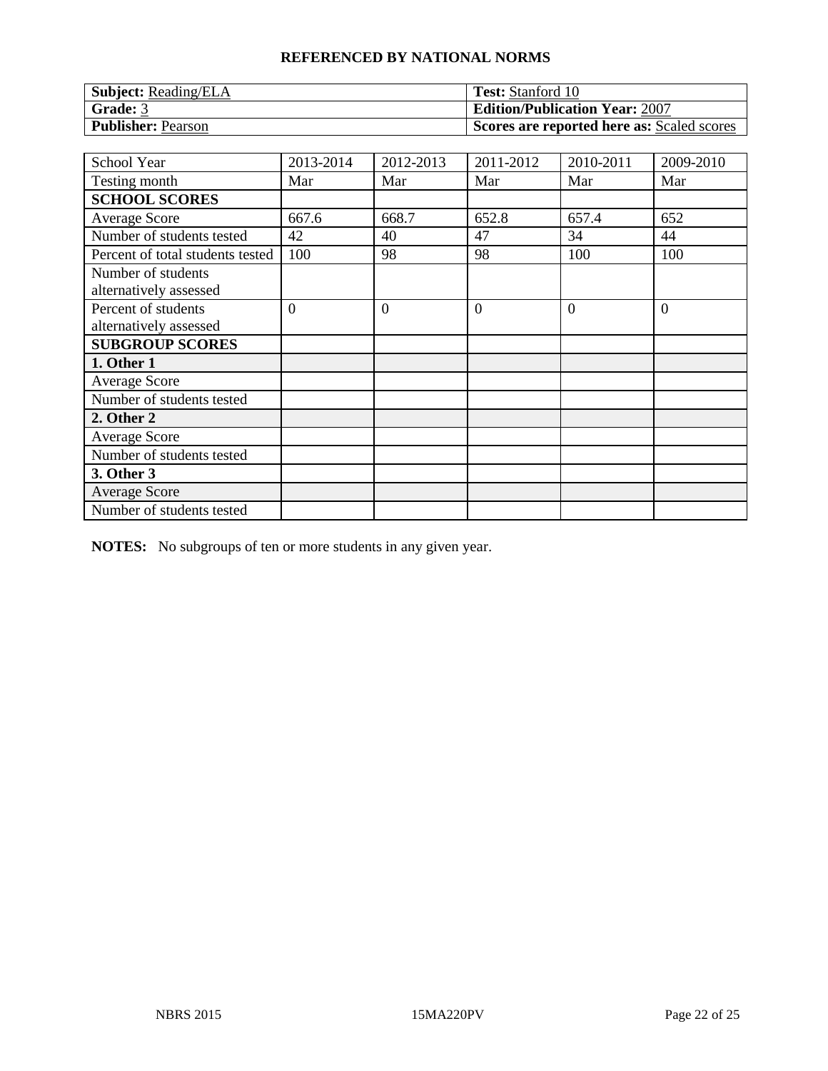**REFERENCED BY NATIONAL NORMS**

| | |
|---|---|
| **Subject:** Reading/ELA | **Test:** Stanford 10 |
| **Grade:** 3 | **Edition/Publication Year:** 2007 |
| **Publisher:** Pearson | **Scores are reported here as:** Scaled scores |

| School Year | 2013-2014 | 2012-2013 | 2011-2012 | 2010-2011 | 2009-2010 |
|---|---|---|---|---|---|
| Testing month | Mar | Mar | Mar | Mar | Mar |
| **SCHOOL SCORES** | | | | | |
| Average Score | 667.6 | 668.7 | 652.8 | 657.4 | 652 |
| Number of students tested | 42 | 40 | 47 | 34 | 44 |
| Percent of total students tested | 100 | 98 | 98 | 100 | 100 |
| Number of students alternatively assessed | | | | | |
| Percent of students alternatively assessed | 0 | 0 | 0 | 0 | 0 |
| **SUBGROUP SCORES** | | | | | |
| **1. Other 1** | | | | | |
| Average Score | | | | | |
| Number of students tested | | | | | |
| **2. Other 2** | | | | | |
| Average Score | | | | | |
| Number of students tested | | | | | |
| **3. Other 3** | | | | | |
| Average Score | | | | | |
| Number of students tested | | | | | |

**NOTES:** No subgroups of ten or more students in any given year.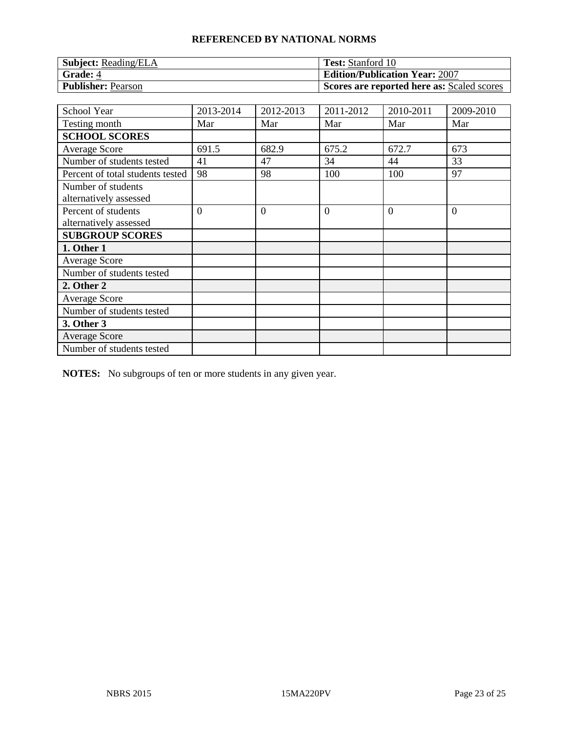## REFERENCED BY NATIONAL NORMS

| | |
|---|---|
| **Subject:** Reading/ELA | **Test:** Stanford 10 |
| **Grade:** 4 | **Edition/Publication Year:** 2007 |
| **Publisher:** Pearson | **Scores are reported here as:** Scaled scores |

| School Year | 2013-2014 | 2012-2013 | 2011-2012 | 2010-2011 | 2009-2010 |
|---|---|---|---|---|---|
| Testing month | Mar | Mar | Mar | Mar | Mar |
| **SCHOOL SCORES** | | | | | |
| Average Score | 691.5 | 682.9 | 675.2 | 672.7 | 673 |
| Number of students tested | 41 | 47 | 34 | 44 | 33 |
| Percent of total students tested | 98 | 98 | 100 | 100 | 97 |
| Number of students alternatively assessed | | | | | |
| Percent of students alternatively assessed | 0 | 0 | 0 | 0 | 0 |
| **SUBGROUP SCORES** | | | | | |
| **1. Other 1** | | | | | |
| Average Score | | | | | |
| Number of students tested | | | | | |
| **2. Other 2** | | | | | |
| Average Score | | | | | |
| Number of students tested | | | | | |
| **3. Other 3** | | | | | |
| Average Score | | | | | |
| Number of students tested | | | | | |

**NOTES:** No subgroups of ten or more students in any given year.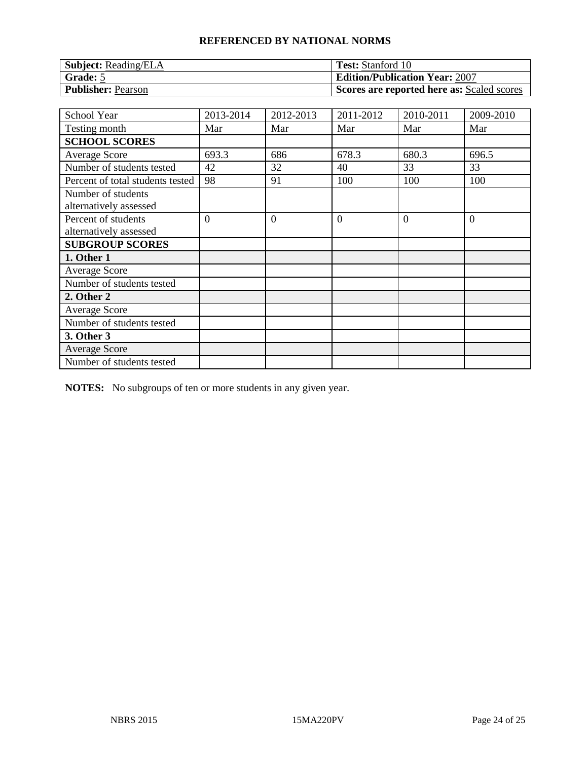**REFERENCED BY NATIONAL NORMS**

| | |
|---|---|
| **Subject:** Reading/ELA | **Test:** Stanford 10 |
| **Grade:** 5 | **Edition/Publication Year:** 2007 |
| **Publisher:** Pearson | **Scores are reported here as:** Scaled scores |

| School Year | 2013-2014 | 2012-2013 | 2011-2012 | 2010-2011 | 2009-2010 |
|---|---|---|---|---|---|
| Testing month | Mar | Mar | Mar | Mar | Mar |
| **SCHOOL SCORES** | | | | | |
| Average Score | 693.3 | 686 | 678.3 | 680.3 | 696.5 |
| Number of students tested | 42 | 32 | 40 | 33 | 33 |
| Percent of total students tested | 98 | 91 | 100 | 100 | 100 |
| Number of students alternatively assessed | | | | | |
| Percent of students alternatively assessed | 0 | 0 | 0 | 0 | 0 |
| **SUBGROUP SCORES** | | | | | |
| **1. Other 1** | | | | | |
| Average Score | | | | | |
| Number of students tested | | | | | |
| **2. Other 2** | | | | | |
| Average Score | | | | | |
| Number of students tested | | | | | |
| **3. Other 3** | | | | | |
| Average Score | | | | | |
| Number of students tested | | | | | |

**NOTES:** No subgroups of ten or more students in any given year.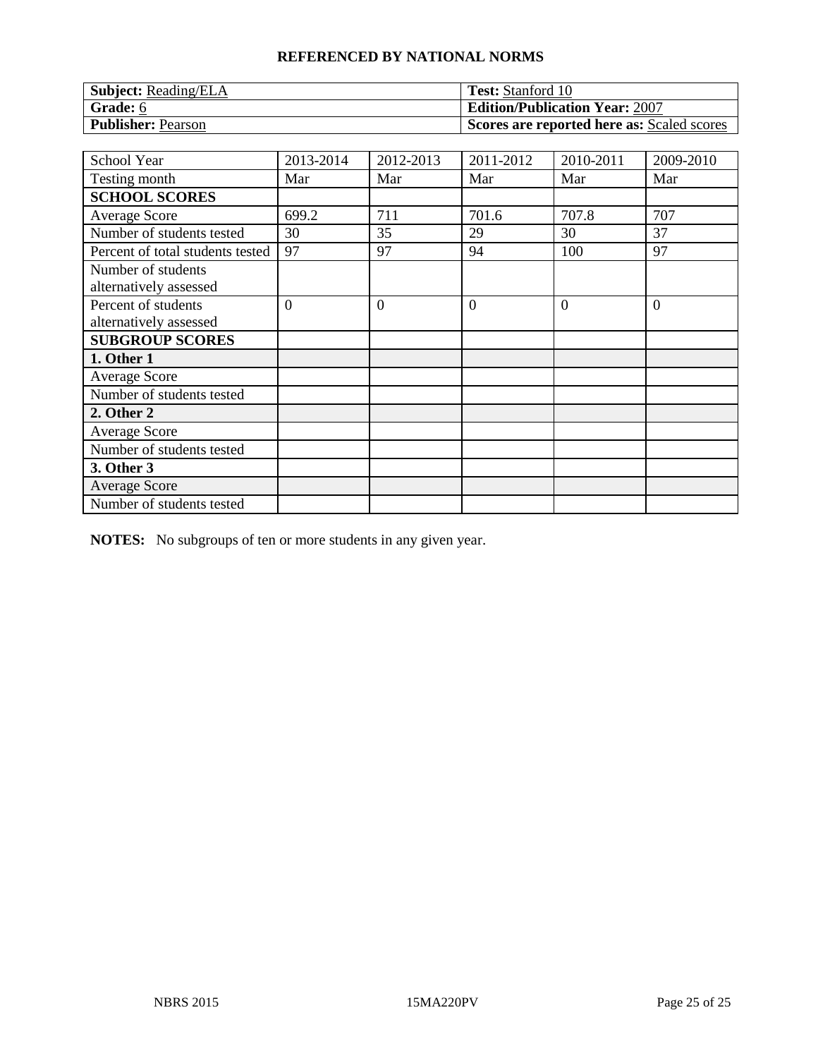**REFERENCED BY NATIONAL NORMS**

| | |
|---|---|
| **Subject:** Reading/ELA | **Test:** Stanford 10 |
| **Grade:** 6 | **Edition/Publication Year:** 2007 |
| **Publisher:** Pearson | **Scores are reported here as:** Scaled scores |

| School Year | 2013-2014 | 2012-2013 | 2011-2012 | 2010-2011 | 2009-2010 |
|---|---|---|---|---|---|
| Testing month | Mar | Mar | Mar | Mar | Mar |
| **SCHOOL SCORES** | | | | | |
| Average Score | 699.2 | 711 | 701.6 | 707.8 | 707 |
| Number of students tested | 30 | 35 | 29 | 30 | 37 |
| Percent of total students tested | 97 | 97 | 94 | 100 | 97 |
| Number of students alternatively assessed | | | | | |
| Percent of students alternatively assessed | 0 | 0 | 0 | 0 | 0 |
| **SUBGROUP SCORES** | | | | | |
| **1. Other 1** | | | | | |
| Average Score | | | | | |
| Number of students tested | | | | | |
| **2. Other 2** | | | | | |
| Average Score | | | | | |
| Number of students tested | | | | | |
| **3. Other 3** | | | | | |
| Average Score | | | | | |
| Number of students tested | | | | | |

**NOTES:** No subgroups of ten or more students in any given year.